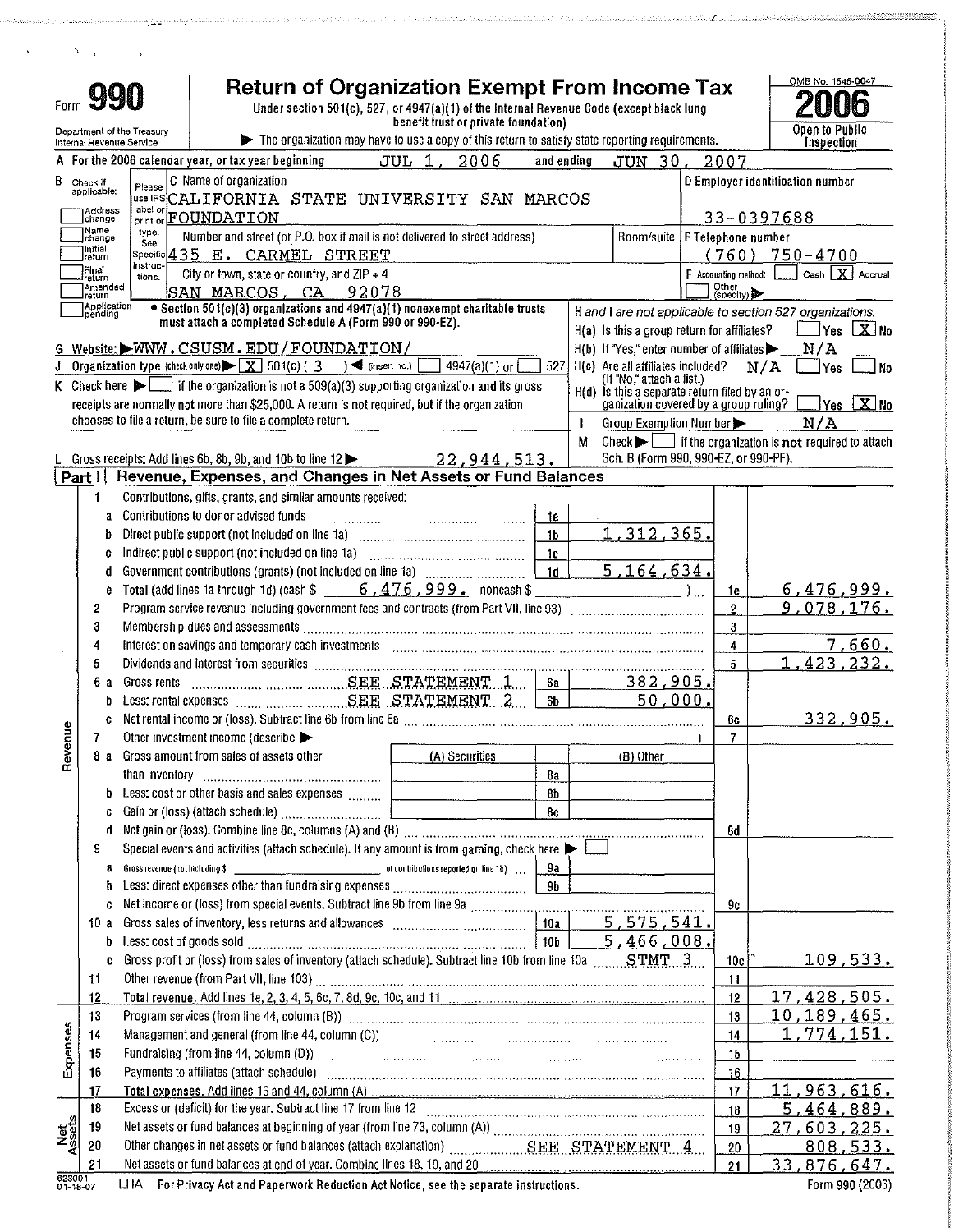# Form 990 — Return of Organization Exempt From Income Tax

Under section 501(c), 527, or 4947(a)(1) of the Internal Revenue Code (except black lung benefit trust or private foundation)

Department of the Treasury
Internal Revenue Service

▶ The organization may have to use a copy of this return to satisfy state reporting requirements.

OMB No. 1545-0047

**2006**

Open to Public Inspection

**A** For the 2006 calendar year, or tax year beginning JUL 1, 2006 and ending JUN 30, 2007

**B** Check if applicable: ☐ Address change ☐ Name change ☐ Initial return ☐ Final return ☐ Amended return ☐ Application pending

**C** Name of organization: CALIFORNIA STATE UNIVERSITY SAN MARCOS FOUNDATION

Number and street (or P.O. box if mail is not delivered to street address): 435 E. CARMEL STREET

Room/suite:

City or town, state or country, and ZIP + 4: SAN MARCOS, CA 92078

**D** Employer identification number: 33-0397688

**E** Telephone number: (760) 750-4700

**F** Accounting method: ☐ Cash ☒ Accrual ☐ Other (specify) ▶

• Section 501(c)(3) organizations and 4947(a)(1) nonexempt charitable trusts must attach a completed Schedule A (Form 990 or 990-EZ).

**H and I are not applicable to section 527 organizations.**

H(a) Is this a group return for affiliates? ☐ Yes ☒ No

H(b) If "Yes," enter number of affiliates ▶ N/A

H(c) Are all affiliates included? N/A ☐ Yes ☐ No (If "No," attach a list.)

H(d) Is this a separate return filed by an organization covered by a group ruling? ☐ Yes ☒ No

**I** Group Exemption Number ▶ N/A

**G** Website: ▶ WWW.CSUSM.EDU/FOUNDATION/

**J** Organization type (check only one) ▶ ☒ 501(c) ( 3 ) ◀ (insert no.) ☐ 4947(a)(1) or ☐ 527

**K** Check here ▶ ☐ if the organization is not a 509(a)(3) supporting organization and its gross receipts are normally not more than $25,000. A return is not required, but if the organization chooses to file a return, be sure to file a complete return.

**M** Check ▶ ☐ if the organization is **not** required to attach Sch. B (Form 990, 990-EZ, or 990-PF).

**L** Gross receipts: Add lines 6b, 8b, 9b, and 10b to line 12 ▶ 22,944,513.

## Part I — Revenue, Expenses, and Changes in Net Assets or Fund Balances

### Revenue

| Line | Description | Ref | Amount | Line | Total |
|---|---|---|---|---|---|
| 1 | Contributions, gifts, grants, and similar amounts received: | | | | |
| a | Contributions to donor advised funds | 1a | | | |
| b | Direct public support (not included on line 1a) | 1b | 1,312,365. | | |
| c | Indirect public support (not included on line 1a) | 1c | | | |
| d | Government contributions (grants) (not included on line 1a) | 1d | 5,164,634. | | |
| e | Total (add lines 1a through 1d) (cash $ 6,476,999. noncash $ ) | | | 1e | 6,476,999. |
| 2 | Program service revenue including government fees and contracts (from Part VII, line 93) | | | 2 | 9,078,176. |
| 3 | Membership dues and assessments | | | 3 | |
| 4 | Interest on savings and temporary cash investments | | | 4 | 7,660. |
| 5 | Dividends and interest from securities | | | 5 | 1,423,232. |
| 6a | Gross rents SEE STATEMENT 1 | 6a | 382,905. | | |
| b | Less: rental expenses SEE STATEMENT 2 | 6b | 50,000. | | |
| c | Net rental income or (loss). Subtract line 6b from line 6a | | | 6c | 332,905. |
| 7 | Other investment income (describe ▶ ) | | | 7 | |
| 8a | Gross amount from sales of assets other than inventory — (A) Securities / (B) Other | 8a | | | |
| b | Less: cost or other basis and sales expenses | 8b | | | |
| c | Gain or (loss) (attach schedule) | 8c | | | |
| d | Net gain or (loss). Combine line 8c, columns (A) and (B) | | | 8d | |
| 9 | Special events and activities (attach schedule). If any amount is from gaming, check here ▶ ☐ | | | | |
| a | Gross revenue (not including $ of contributions reported on line 1b) | 9a | | | |
| b | Less: direct expenses other than fundraising expenses | 9b | | | |
| c | Net income or (loss) from special events. Subtract line 9b from line 9a | | | 9c | |
| 10a | Gross sales of inventory, less returns and allowances | 10a | 5,575,541. | | |
| b | Less: cost of goods sold | 10b | 5,466,008. | | |
| c | Gross profit or (loss) from sales of inventory (attach schedule). Subtract line 10b from line 10a STMT 3 | | | 10c | 109,533. |
| 11 | Other revenue (from Part VII, line 103) | | | 11 | |
| 12 | **Total revenue.** Add lines 1e, 2, 3, 4, 5, 6c, 7, 8d, 9c, 10c, and 11 | | | 12 | 17,428,505. |

### Expenses

| Line | Description | Line | Total |
|---|---|---|---|
| 13 | Program services (from line 44, column (B)) | 13 | 10,189,465. |
| 14 | Management and general (from line 44, column (C)) | 14 | 1,774,151. |
| 15 | Fundraising (from line 44, column (D)) | 15 | |
| 16 | Payments to affiliates (attach schedule) | 16 | |
| 17 | **Total expenses.** Add lines 16 and 44, column (A) | 17 | 11,963,616. |

### Net Assets

| Line | Description | Line | Total |
|---|---|---|---|
| 18 | Excess or (deficit) for the year. Subtract line 17 from line 12 | 18 | 5,464,889. |
| 19 | Net assets or fund balances at beginning of year (from line 73, column (A)) | 19 | 27,603,225. |
| 20 | Other changes in net assets or fund balances (attach explanation) SEE STATEMENT 4 | 20 | 808,533. |
| 21 | Net assets or fund balances at end of year. Combine lines 18, 19, and 20 | 21 | 33,876,647. |

623001 01-18-07 LHA For Privacy Act and Paperwork Reduction Act Notice, see the separate instructions. Form 990 (2006)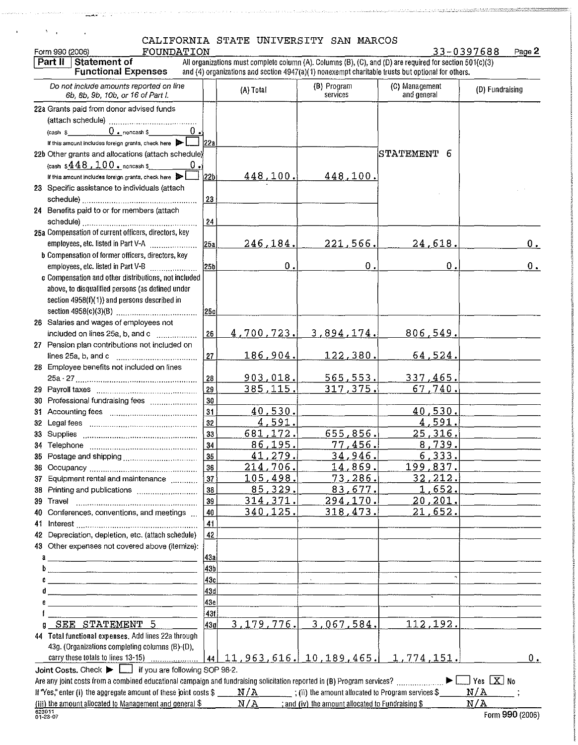CALIFORNIA STATE UNIVERSITY SAN MARCOS FOUNDATION

Form 990 (2006) | 33-0397688 | Page 2

**Part II | Statement of Functional Expenses**

All organizations must complete column (A). Columns (B), (C), and (D) are required for section 501(c)(3) and (4) organizations and section 4947(a)(1) nonexempt charitable trusts but optional for others.

| *Do not include amounts reported on line 6b, 8b, 9b, 10b, or 16 of Part I.* | | (A) Total | (B) Program services | (C) Management and general | (D) Fundraising |
|---|---|---|---|---|---|
| 22a Grants paid from donor advised funds (attach schedule) (cash $ 0. noncash $ 0.) If this amount includes foreign grants, check here ▶ ☐ | 22a | | | | |
| 22b Other grants and allocations (attach schedule) (cash $ 448,100. noncash $ 0.) If this amount includes foreign grants, check here ▶ ☐ | 22b | 448,100. | 448,100. | STATEMENT 6 | |
| 23 Specific assistance to individuals (attach schedule) | 23 | | | | |
| 24 Benefits paid to or for members (attach schedule) | 24 | | | | |
| 25a Compensation of current officers, directors, key employees, etc. listed in Part V-A | 25a | 246,184. | 221,566. | 24,618. | 0. |
| b Compensation of former officers, directors, key employees, etc. listed in Part V-B | 25b | 0. | 0. | 0. | 0. |
| c Compensation and other distributions, not included above, to disqualified persons (as defined under section 4958(f)(1)) and persons described in section 4958(c)(3)(B) | 25c | | | | |
| 26 Salaries and wages of employees not included on lines 25a, b, and c | 26 | 4,700,723. | 3,894,174. | 806,549. | |
| 27 Pension plan contributions not included on lines 25a, b, and c | 27 | 186,904. | 122,380. | 64,524. | |
| 28 Employee benefits not included on lines 25a - 27 | 28 | 903,018. | 565,553. | 337,465. | |
| 29 Payroll taxes | 29 | 385,115. | 317,375. | 67,740. | |
| 30 Professional fundraising fees | 30 | | | | |
| 31 Accounting fees | 31 | 40,530. | | 40,530. | |
| 32 Legal fees | 32 | 4,591. | | 4,591. | |
| 33 Supplies | 33 | 681,172. | 655,856. | 25,316. | |
| 34 Telephone | 34 | 86,195. | 77,456. | 8,739. | |
| 35 Postage and shipping | 35 | 41,279. | 34,946. | 6,333. | |
| 36 Occupancy | 36 | 214,706. | 14,869. | 199,837. | |
| 37 Equipment rental and maintenance | 37 | 105,498. | 73,286. | 32,212. | |
| 38 Printing and publications | 38 | 85,329. | 83,677. | 1,652. | |
| 39 Travel | 39 | 314,371. | 294,170. | 20,201. | |
| 40 Conferences, conventions, and meetings | 40 | 340,125. | 318,473. | 21,652. | |
| 41 Interest | 41 | | | | |
| 42 Depreciation, depletion, etc. (attach schedule) | 42 | | | | |
| 43 Other expenses not covered above (itemize): a | 43a | | | | |
| b | 43b | | | | |
| c | 43c | | | | |
| d | 43d | | | | |
| e | 43e | | | | |
| f | 43f | | | | |
| g SEE STATEMENT 5 | 43g | 3,179,776. | 3,067,584. | 112,192. | |
| 44 Total functional expenses. Add lines 22a through 43g. (Organizations completing columns (B)-(D), carry these totals to lines 13-15) | 44 | 11,963,616. | 10,189,465. | 1,774,151. | 0. |

**Joint Costs.** Check ▶ ☐ if you are following SOP 98-2.

Are any joint costs from a combined educational campaign and fundraising solicitation reported in (B) Program services? ▶ ☐ Yes ☒ No

If "Yes," enter (i) the aggregate amount of these joint costs $ N/A ; (ii) the amount allocated to Program services $ N/A ; (iii) the amount allocated to Management and general $ N/A ; and (iv) the amount allocated to Fundraising $ N/A

623011 01-23-07 | Form **990** (2006)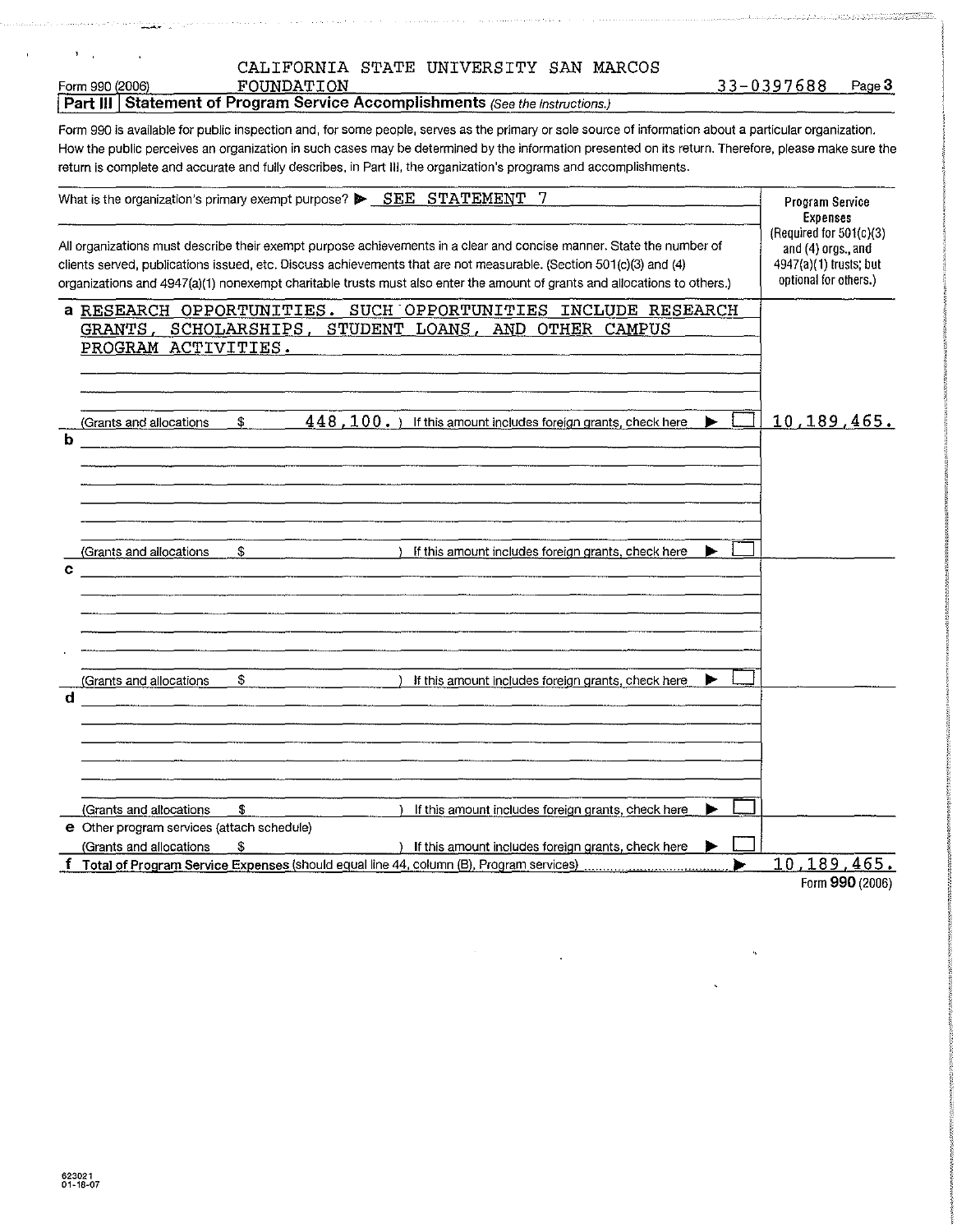Form 990 (2006) CALIFORNIA STATE UNIVERSITY SAN MARCOS FOUNDATION 33-0397688 Page **3**

## Part III Statement of Program Service Accomplishments *(See the instructions.)*

Form 990 is available for public inspection and, for some people, serves as the primary or sole source of information about a particular organization. How the public perceives an organization in such cases may be determined by the information presented on its return. Therefore, please make sure the return is complete and accurate and fully describes, in Part III, the organization's programs and accomplishments.

| What is the organization's primary exempt purpose? ▶ SEE STATEMENT 7 | Program Service Expenses (Required for 501(c)(3) and (4) orgs., and 4947(a)(1) trusts; but optional for others.) |
|---|---|
| All organizations must describe their exempt purpose achievements in a clear and concise manner. State the number of clients served, publications issued, etc. Discuss achievements that are not measurable. (Section 501(c)(3) and (4) organizations and 4947(a)(1) nonexempt charitable trusts must also enter the amount of grants and allocations to others.) | |
| **a** RESEARCH OPPORTUNITIES. SUCH OPPORTUNITIES INCLUDE RESEARCH GRANTS, SCHOLARSHIPS, STUDENT LOANS, AND OTHER CAMPUS PROGRAM ACTIVITIES.<br>(Grants and allocations $ 448,100. ) If this amount includes foreign grants, check here ▶ ☐ | 10,189,465. |
| **b**<br>(Grants and allocations $ ) If this amount includes foreign grants, check here ▶ ☐ | |
| **c**<br>(Grants and allocations $ ) If this amount includes foreign grants, check here ▶ ☐ | |
| **d**<br>(Grants and allocations $ ) If this amount includes foreign grants, check here ▶ ☐ | |
| **e** Other program services (attach schedule)<br>(Grants and allocations $ ) If this amount includes foreign grants, check here ▶ ☐ | |
| **f** **Total of Program Service Expenses** (should equal line 44, column (B), Program services) ▶ | 10,189,465. |

Form **990** (2006)

623021
01-18-07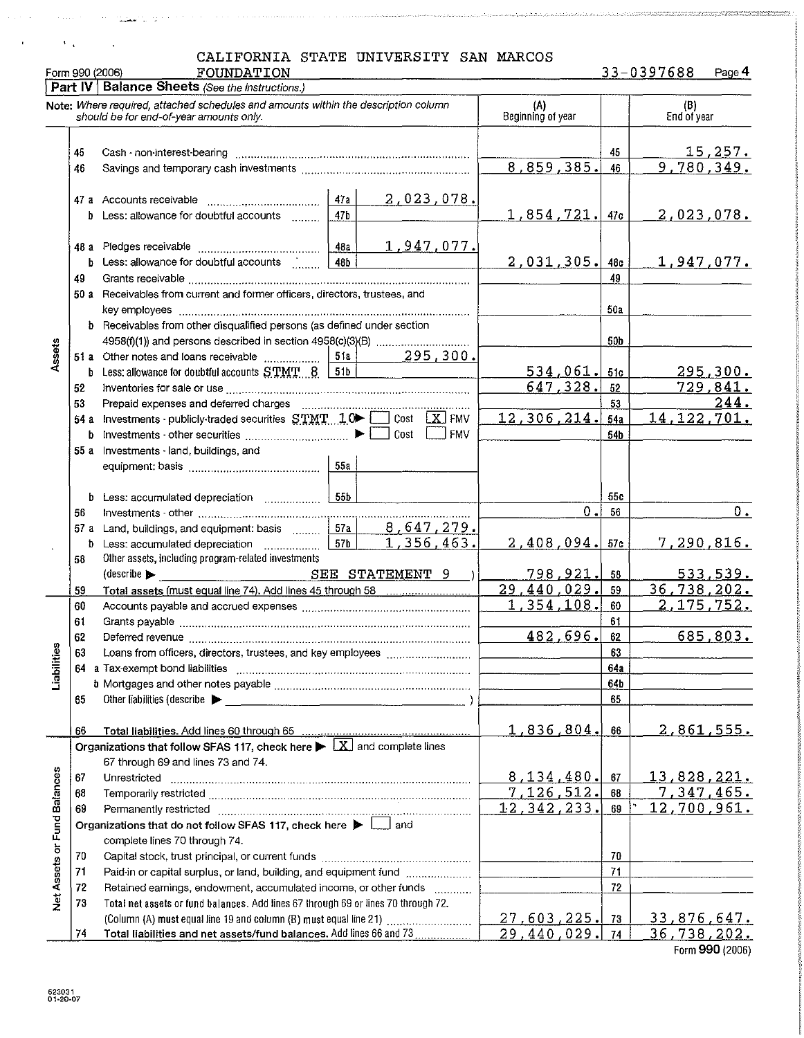Form 990 (2006) CALIFORNIA STATE UNIVERSITY SAN MARCOS FOUNDATION 33-0397688 Page **4**

## Part IV Balance Sheets *(See the instructions.)*

| | | | | (A) Beginning of year | | (B) End of year |
|---|---|---|---|---|---|---|
| **Note:** *Where required, attached schedules and amounts within the description column should be for end-of-year amounts only.* | | | | | | |
| **Assets** | 45 | Cash - non-interest-bearing | | | 45 | 15,257. |
| | 46 | Savings and temporary cash investments | | 8,859,385. | 46 | 9,780,349. |
| | 47 a | Accounts receivable | 47a 2,023,078. | | | |
| | b | Less: allowance for doubtful accounts | 47b | 1,854,721. | 47c | 2,023,078. |
| | 48 a | Pledges receivable | 48a 1,947,077. | | | |
| | b | Less: allowance for doubtful accounts | 48b | 2,031,305. | 48c | 1,947,077. |
| | 49 | Grants receivable | | | 49 | |
| | 50 a | Receivables from current and former officers, directors, trustees, and key employees | | | 50a | |
| | b | Receivables from other disqualified persons (as defined under section 4958(f)(1)) and persons described in section 4958(c)(3)(B) | | | 50b | |
| | 51 a | Other notes and loans receivable | 51a 295,300. | | | |
| | b | Less: allowance for doubtful accounts STMT 8 | 51b | 534,061. | 51c | 295,300. |
| | 52 | Inventories for sale or use | | 647,328. | 52 | 729,841. |
| | 53 | Prepaid expenses and deferred charges | | | 53 | 244. |
| | 54 a | Investments - publicly-traded securities STMT 10 ▶ [ ] Cost [X] FMV | | 12,306,214. | 54a | 14,122,701. |
| | b | Investments - other securities ▶ [ ] Cost [ ] FMV | | | 54b | |
| | 55 a | Investments - land, buildings, and equipment: basis | 55a | | | |
| | b | Less: accumulated depreciation | 55b | | 55c | |
| | 56 | Investments - other | | 0. | 56 | 0. |
| | 57 a | Land, buildings, and equipment: basis | 57a 8,647,279. | | | |
| | b | Less: accumulated depreciation | 57b 1,356,463. | 2,408,094. | 57c | 7,290,816. |
| | 58 | Other assets, including program-related investments (describe ▶ SEE STATEMENT 9 ) | | 798,921. | 58 | 533,539. |
| | 59 | **Total assets** (must equal line 74). Add lines 45 through 58 | | 29,440,029. | 59 | 36,738,202. |
| **Liabilities** | 60 | Accounts payable and accrued expenses | | 1,354,108. | 60 | 2,175,752. |
| | 61 | Grants payable | | | 61 | |
| | 62 | Deferred revenue | | 482,696. | 62 | 685,803. |
| | 63 | Loans from officers, directors, trustees, and key employees | | | 63 | |
| | 64 a | Tax-exempt bond liabilities | | | 64a | |
| | b | Mortgages and other notes payable | | | 64b | |
| | 65 | Other liabilities (describe ▶ ) | | | 65 | |
| | 66 | **Total liabilities.** Add lines 60 through 65 | | 1,836,804. | 66 | 2,861,555. |
| **Net Assets or Fund Balances** | | Organizations that follow SFAS 117, check here ▶ [X] and complete lines 67 through 69 and lines 73 and 74. | | | | |
| | 67 | Unrestricted | | 8,134,480. | 67 | 13,828,221. |
| | 68 | Temporarily restricted | | 7,126,512. | 68 | 7,347,465. |
| | 69 | Permanently restricted | | 12,342,233. | 69 | 12,700,961. |
| | | Organizations that do not follow SFAS 117, check here ▶ [ ] and complete lines 70 through 74. | | | | |
| | 70 | Capital stock, trust principal, or current funds | | | 70 | |
| | 71 | Paid-in or capital surplus, or land, building, and equipment fund | | | 71 | |
| | 72 | Retained earnings, endowment, accumulated income, or other funds | | | 72 | |
| | 73 | Total net assets or fund balances. Add lines 67 through 69 or lines 70 through 72. (Column (A) must equal line 19 and column (B) must equal line 21) | | 27,603,225. | 73 | 33,876,647. |
| | 74 | **Total liabilities and net assets/fund balances.** Add lines 66 and 73 | | 29,440,029. | 74 | 36,738,202. |

Form **990** (2006)

623031 01-20-07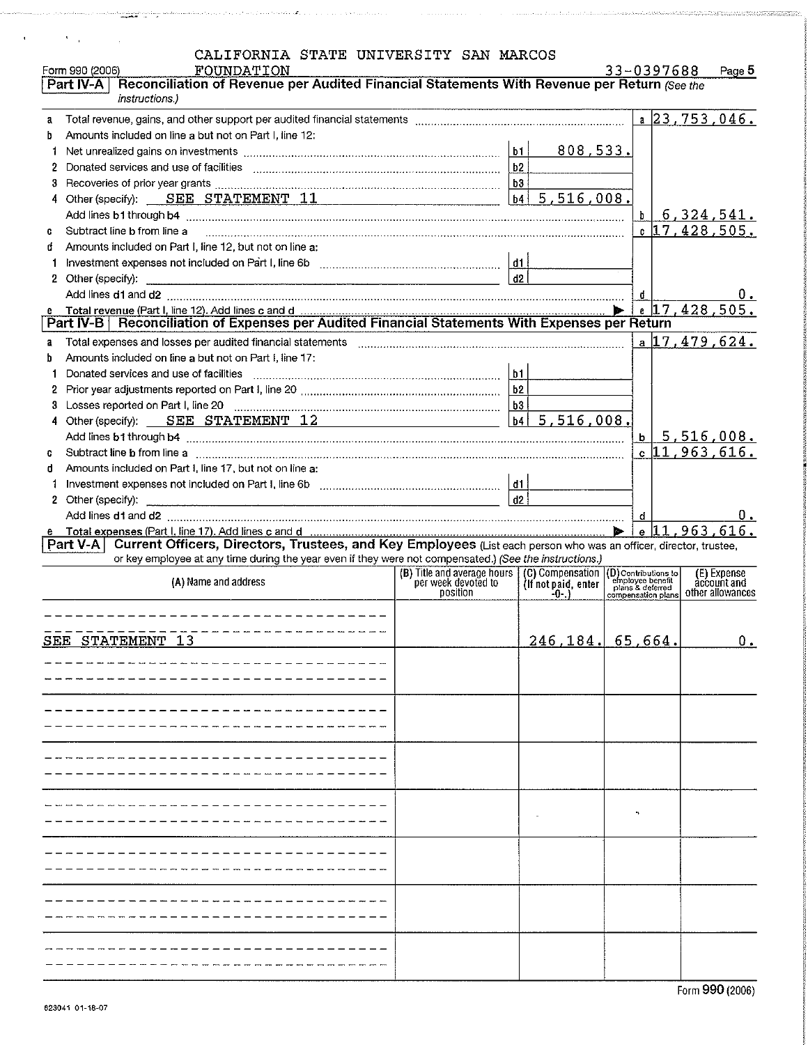CALIFORNIA STATE UNIVERSITY SAN MARCOS FOUNDATION

Form 990 (2006) 33-0397688 Page 5

## Part IV-A Reconciliation of Revenue per Audited Financial Statements With Revenue per Return *(See the instructions.)*

| | | | | | |
|---|---|---|---|---|---|
| a | Total revenue, gains, and other support per audited financial statements | | | a | 23,753,046. |
| b | Amounts included on line a but not on Part I, line 12: | | | | |
| 1 | Net unrealized gains on investments | b1 | 808,533. | | |
| 2 | Donated services and use of facilities | b2 | | | |
| 3 | Recoveries of prior year grants | b3 | | | |
| 4 | Other (specify): SEE STATEMENT 11 | b4 | 5,516,008. | | |
| | Add lines b1 through b4 | | | b | 6,324,541. |
| c | Subtract line b from line a | | | c | 17,428,505. |
| d | Amounts included on Part I, line 12, but not on line a: | | | | |
| 1 | Investment expenses not included on Part I, line 6b | d1 | | | |
| 2 | Other (specify): | d2 | | | |
| | Add lines d1 and d2 | | | d | 0. |
| e | Total revenue (Part I, line 12). Add lines c and d | | | e | 17,428,505. |

## Part IV-B Reconciliation of Expenses per Audited Financial Statements With Expenses per Return

| | | | | | |
|---|---|---|---|---|---|
| a | Total expenses and losses per audited financial statements | | | a | 17,479,624. |
| b | Amounts included on line a but not on Part I, line 17: | | | | |
| 1 | Donated services and use of facilities | b1 | | | |
| 2 | Prior year adjustments reported on Part I, line 20 | b2 | | | |
| 3 | Losses reported on Part I, line 20 | b3 | | | |
| 4 | Other (specify): SEE STATEMENT 12 | b4 | 5,516,008. | | |
| | Add lines b1 through b4 | | | b | 5,516,008. |
| c | Subtract line b from line a | | | c | 11,963,616. |
| d | Amounts included on Part I, line 17, but not on line a: | | | | |
| 1 | Investment expenses not included on Part I, line 6b | d1 | | | |
| 2 | Other (specify): | d2 | | | |
| | Add lines d1 and d2 | | | d | 0. |
| e | Total expenses (Part I, line 17). Add lines c and d | | | e | 11,963,616. |

## Part V-A Current Officers, Directors, Trustees, and Key Employees

(List each person who was an officer, director, trustee, or key employee at any time during the year even if they were not compensated.) *(See the instructions.)*

| (A) Name and address | (B) Title and average hours per week devoted to position | (C) Compensation (If not paid, enter -0-.) | (D) Contributions to employee benefit plans & deferred compensation plans | (E) Expense account and other allowances |
|---|---|---|---|---|
| SEE STATEMENT 13 | | 246,184. | 65,664. | 0. |

Form 990 (2006)

623041 01-16-07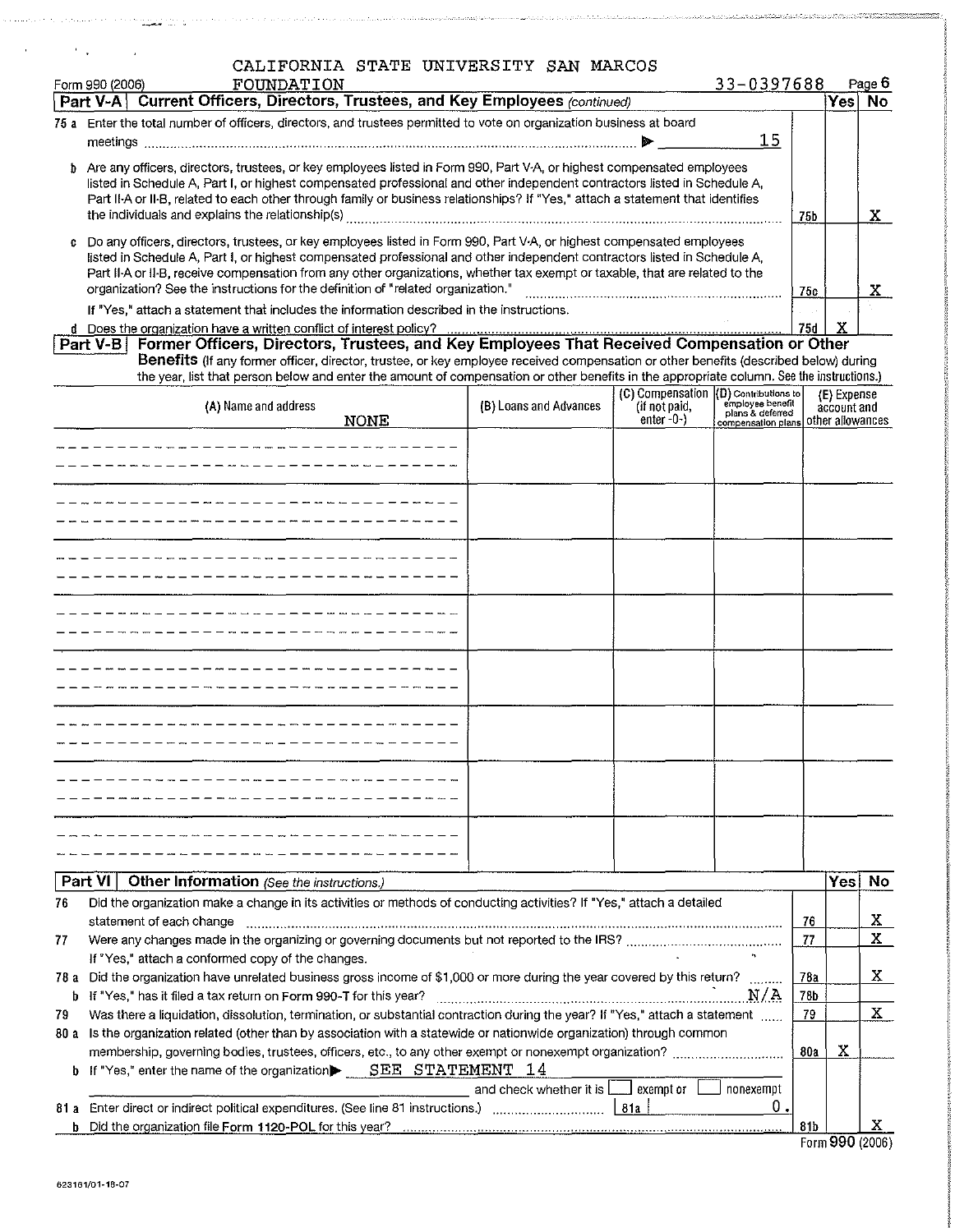CALIFORNIA STATE UNIVERSITY SAN MARCOS FOUNDATION

Form 990 (2006) 33-0397688 Page 6

## Part V-A Current Officers, Directors, Trustees, and Key Employees *(continued)*

| | | | Yes | No |
|---|---|---|---|---|
| **75 a** | Enter the total number of officers, directors, and trustees permitted to vote on organization business at board meetings ▶ 15 | | | |
| **b** | Are any officers, directors, trustees, or key employees listed in Form 990, Part V-A, or highest compensated employees listed in Schedule A, Part I, or highest compensated professional and other independent contractors listed in Schedule A, Part II-A or II-B, related to each other through family or business relationships? If "Yes," attach a statement that identifies the individuals and explains the relationship(s) | 75b | | X |
| **c** | Do any officers, directors, trustees, or key employees listed in Form 990, Part V-A, or highest compensated employees listed in Schedule A, Part I, or highest compensated professional and other independent contractors listed in Schedule A, Part II-A or II-B, receive compensation from any other organizations, whether tax exempt or taxable, that are related to the organization? See the instructions for the definition of "related organization." If "Yes," attach a statement that includes the information described in the instructions. | 75c | | X |
| **d** | Does the organization have a written conflict of interest policy? | 75d | X | |

## Part V-B Former Officers, Directors, Trustees, and Key Employees That Received Compensation or Other Benefits

(If any former officer, director, trustee, or key employee received compensation or other benefits (described below) during the year, list that person below and enter the amount of compensation or other benefits in the appropriate column. See the instructions.)

| (A) Name and address | (B) Loans and Advances | (C) Compensation (if not paid, enter -0-) | (D) Contributions to employee benefit plans & deferred compensation plans | (E) Expense account and other allowances |
|---|---|---|---|---|
| NONE | | | | |

## Part VI Other Information *(See the instructions.)*

| | | | Yes | No |
|---|---|---|---|---|
| **76** | Did the organization make a change in its activities or methods of conducting activities? If "Yes," attach a detailed statement of each change | 76 | | X |
| **77** | Were any changes made in the organizing or governing documents but not reported to the IRS? If "Yes," attach a conformed copy of the changes. | 77 | | X |
| **78 a** | Did the organization have unrelated business gross income of $1,000 or more during the year covered by this return? | 78a | | X |
| **b** | If "Yes," has it filed a tax return on Form 990-T for this year? N/A | 78b | | |
| **79** | Was there a liquidation, dissolution, termination, or substantial contraction during the year? If "Yes," attach a statement | 79 | | X |
| **80 a** | Is the organization related (other than by association with a statewide or nationwide organization) through common membership, governing bodies, trustees, officers, etc., to any other exempt or nonexempt organization? | 80a | X | |
| **b** | If "Yes," enter the name of the organization ▶ SEE STATEMENT 14 and check whether it is ☐ exempt or ☐ nonexempt | | | |
| **81 a** | Enter direct or indirect political expenditures. (See line 81 instructions.) 81a 0. | | | |
| **b** | Did the organization file Form 1120-POL for this year? | 81b | | X |

Form 990 (2006)

623161/01-18-07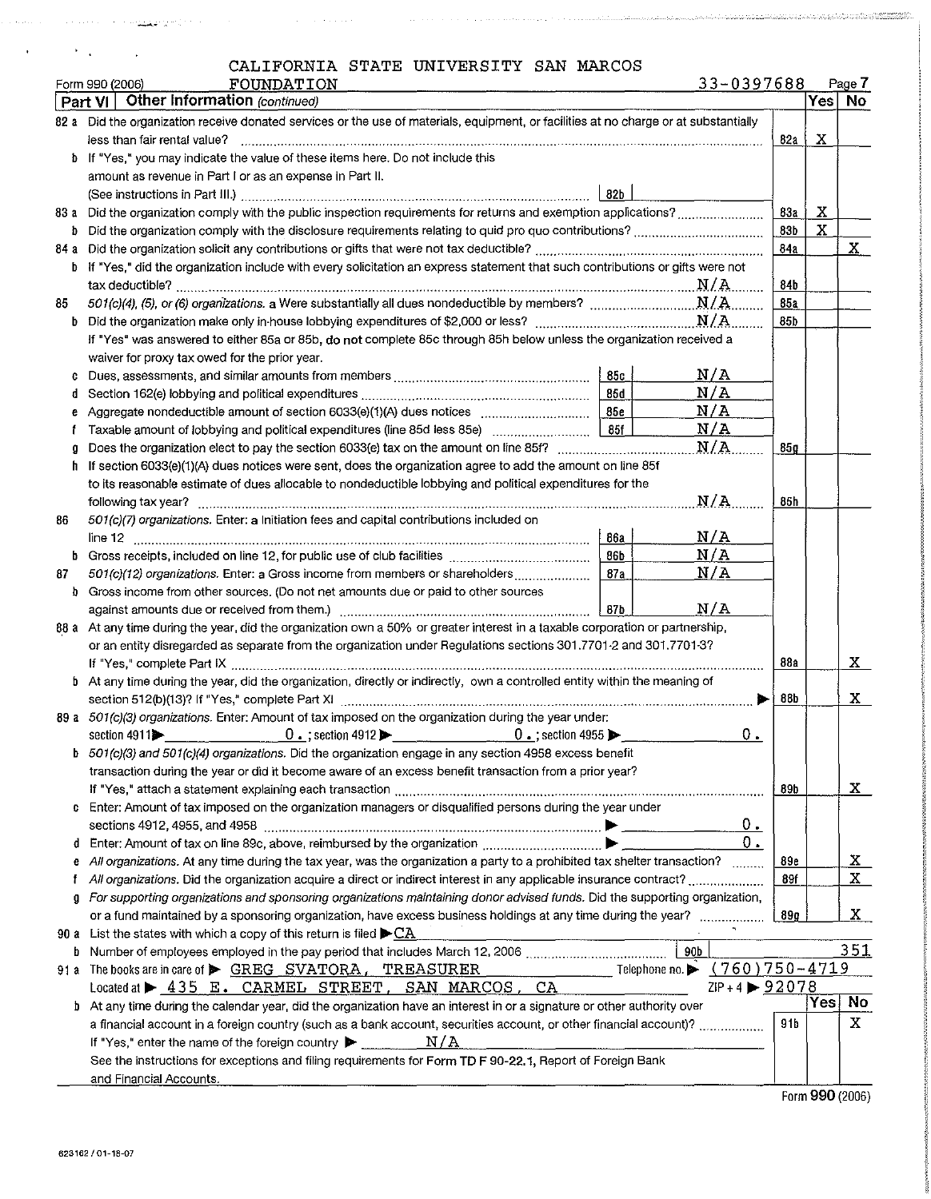CALIFORNIA STATE UNIVERSITY SAN MARCOS FOUNDATION

Form 990 (2006) 33-0397688 Page 7

**Part VI | Other Information** *(continued)*

| | | | | Yes | No |
|---|---|---|---|---|---|
| 82 a | Did the organization receive donated services or the use of materials, equipment, or facilities at no charge or at substantially less than fair rental value? | | 82a | X | |
| b | If "Yes," you may indicate the value of these items here. Do not include this amount as revenue in Part I or as an expense in Part II. (See instructions in Part III.) | 82b | | | |
| 83 a | Did the organization comply with the public inspection requirements for returns and exemption applications? | | 83a | X | |
| b | Did the organization comply with the disclosure requirements relating to quid pro quo contributions? | | 83b | X | |
| 84 a | Did the organization solicit any contributions or gifts that were not tax deductible? | | 84a | | X |
| b | If "Yes," did the organization include with every solicitation an express statement that such contributions or gifts were not tax deductible? N/A | | 84b | | |
| 85 | *501(c)(4), (5), or (6) organizations.* a Were substantially all dues nondeductible by members? N/A | | 85a | | |
| b | Did the organization make only in-house lobbying expenditures of $2,000 or less? N/A | | 85b | | |
| | If "Yes" was answered to either 85a or 85b, do **not** complete 85c through 85h below unless the organization received a waiver for proxy tax owed for the prior year. | | | | |
| c | Dues, assessments, and similar amounts from members | 85c N/A | | | |
| d | Section 162(e) lobbying and political expenditures | 85d N/A | | | |
| e | Aggregate nondeductible amount of section 6033(e)(1)(A) dues notices | 85e N/A | | | |
| f | Taxable amount of lobbying and political expenditures (line 85d less 85e) | 85f N/A | | | |
| g | Does the organization elect to pay the section 6033(e) tax on the amount on line 85f? N/A | | 85g | | |
| h | If section 6033(e)(1)(A) dues notices were sent, does the organization agree to add the amount on line 85f to its reasonable estimate of dues allocable to nondeductible lobbying and political expenditures for the following tax year? N/A | | 85h | | |
| 86 | *501(c)(7) organizations.* Enter: a Initiation fees and capital contributions included on line 12 | 86a N/A | | | |
| b | Gross receipts, included on line 12, for public use of club facilities | 86b N/A | | | |
| 87 | *501(c)(12) organizations.* Enter: a Gross income from members or shareholders | 87a N/A | | | |
| b | Gross income from other sources. (Do not net amounts due or paid to other sources against amounts due or received from them.) | 87b N/A | | | |
| 88 a | At any time during the year, did the organization own a 50% or greater interest in a taxable corporation or partnership, or an entity disregarded as separate from the organization under Regulations sections 301.7701-2 and 301.7701-3? If "Yes," complete Part IX | | 88a | | X |
| b | At any time during the year, did the organization, directly or indirectly, own a controlled entity within the meaning of section 512(b)(13)? If "Yes," complete Part XI | | 88b | | X |
| 89 a | *501(c)(3) organizations.* Enter: Amount of tax imposed on the organization during the year under: section 4911 ▶ 0. ; section 4912 ▶ 0. ; section 4955 ▶ 0. | | | | |
| b | *501(c)(3) and 501(c)(4) organizations.* Did the organization engage in any section 4958 excess benefit transaction during the year or did it become aware of an excess benefit transaction from a prior year? If "Yes," attach a statement explaining each transaction | | 89b | | X |
| c | Enter: Amount of tax imposed on the organization managers or disqualified persons during the year under sections 4912, 4955, and 4958 ▶ 0. | | | | |
| d | Enter: Amount of tax on line 89c, above, reimbursed by the organization ▶ 0. | | | | |
| e | *All organizations.* At any time during the tax year, was the organization a party to a prohibited tax shelter transaction? | | 89e | | X |
| f | *All organizations.* Did the organization acquire a direct or indirect interest in any applicable insurance contract? | | 89f | | X |
| g | *For supporting organizations and sponsoring organizations maintaining donor advised funds.* Did the supporting organization, or a fund maintained by a sponsoring organization, have excess business holdings at any time during the year? | | 89g | | X |
| 90 a | List the states with which a copy of this return is filed ▶ CA | | | | |
| b | Number of employees employed in the pay period that includes March 12, 2006 | 90b 351 | | | |
| 91 a | The books are in care of ▶ GREG SVATORA, TREASURER Telephone no. ▶ (760)750-4719 Located at ▶ 435 E. CARMEL STREET, SAN MARCOS, CA ZIP + 4 ▶ 92078 | | | | |
| b | At any time during the calendar year, did the organization have an interest in or a signature or other authority over a financial account in a foreign country (such as a bank account, securities account, or other financial account)? If "Yes," enter the name of the foreign country ▶ N/A. See the instructions for exceptions and filing requirements for Form TD F 90-22.1, Report of Foreign Bank and Financial Accounts. | | 91b | | X |

Form **990** (2006)

623162 / 01-18-07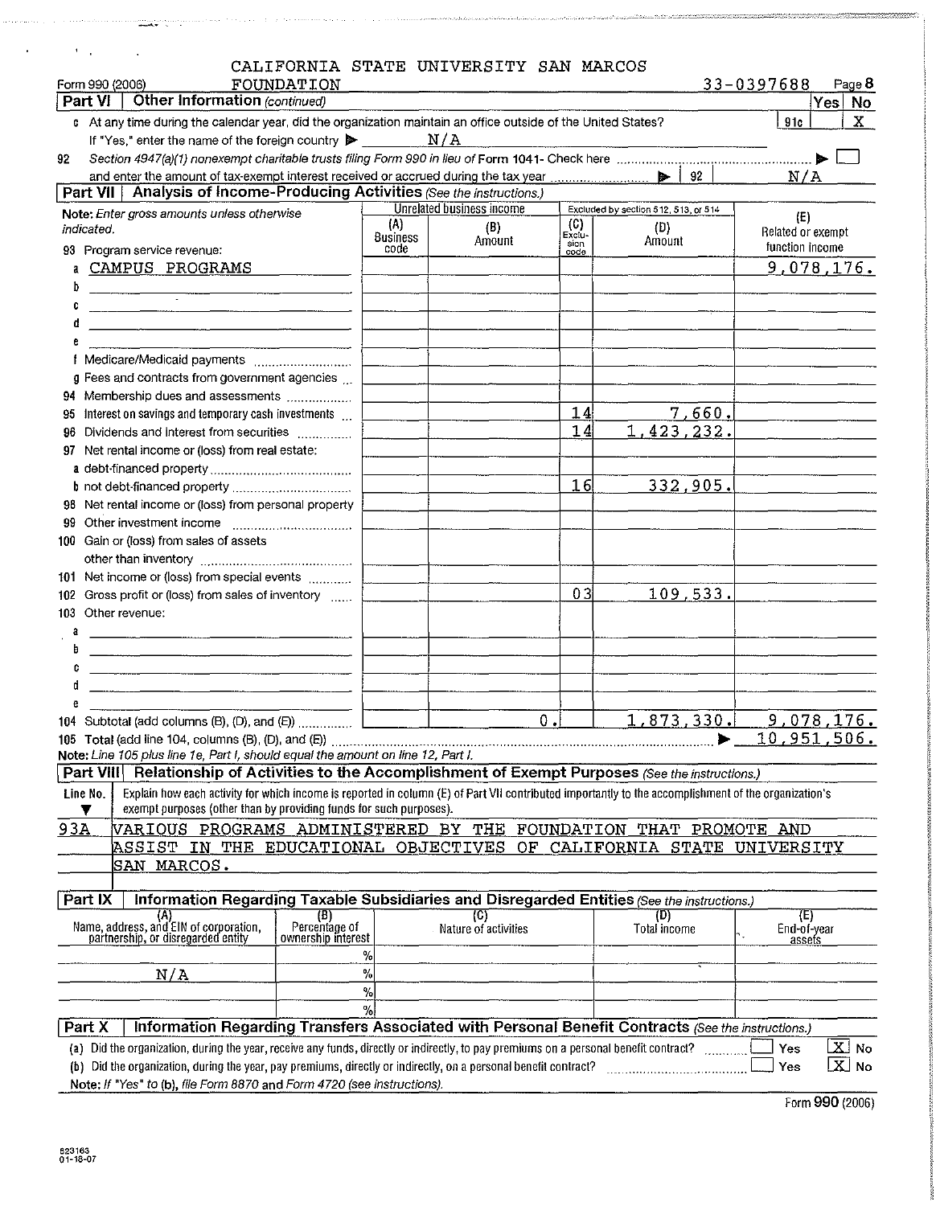CALIFORNIA STATE UNIVERSITY SAN MARCOS FOUNDATION

Form 990 (2006) 33-0397688 Page 8

## Part VI Other Information *(continued)*

| | | Yes | No |
|---|---|---|---|
| c At any time during the calendar year, did the organization maintain an office outside of the United States? If "Yes," enter the name of the foreign country ▶ N/A | 91c | | X |

92 Section 4947(a)(1) nonexempt charitable trusts filing Form 990 in lieu of Form 1041- Check here ▶ ☐ and enter the amount of tax-exempt interest received or accrued during the tax year ▶ 92 N/A

## Part VII Analysis of Income-Producing Activities *(See the instructions.)*

| Note: *Enter gross amounts unless otherwise indicated.* | Unrelated business income | | Excluded by section 512, 513, or 514 | | (E) |
|---|---|---|---|---|---|
| 93 Program service revenue: | (A) Business code | (B) Amount | (C) Exclusion code | (D) Amount | Related or exempt function income |
| a CAMPUS PROGRAMS | | | | | 9,078,176. |
| b | | | | | |
| c | | | | | |
| d | | | | | |
| e | | | | | |
| f Medicare/Medicaid payments | | | | | |
| g Fees and contracts from government agencies | | | | | |
| 94 Membership dues and assessments | | | | | |
| 95 Interest on savings and temporary cash investments | | | 14 | 7,660. | |
| 96 Dividends and interest from securities | | | 14 | 1,423,232. | |
| 97 Net rental income or (loss) from real estate: | | | | | |
| a debt-financed property | | | | | |
| b not debt-financed property | | | 16 | 332,905. | |
| 98 Net rental income or (loss) from personal property | | | | | |
| 99 Other investment income | | | | | |
| 100 Gain or (loss) from sales of assets other than inventory | | | | | |
| 101 Net income or (loss) from special events | | | | | |
| 102 Gross profit or (loss) from sales of inventory | | | 03 | 109,533. | |
| 103 Other revenue: | | | | | |
| a | | | | | |
| b | | | | | |
| c | | | | | |
| d | | | | | |
| e | | | | | |
| 104 Subtotal (add columns (B), (D), and (E)) | | 0. | | 1,873,330. | 9,078,176. |
| 105 Total (add line 104, columns (B), (D), and (E)) ▶ | | | | | 10,951,506. |

Note: *Line 105 plus line 1e, Part I, should equal the amount on line 12, Part I.*

## Part VIII Relationship of Activities to the Accomplishment of Exempt Purposes *(See the instructions.)*

| Line No. ▼ | Explain how each activity for which income is reported in column (E) of Part VII contributed importantly to the accomplishment of the organization's exempt purposes (other than by providing funds for such purposes). |
|---|---|
| 93A | VARIOUS PROGRAMS ADMINISTERED BY THE FOUNDATION THAT PROMOTE AND ASSIST IN THE EDUCATIONAL OBJECTIVES OF CALIFORNIA STATE UNIVERSITY SAN MARCOS. |

## Part IX Information Regarding Taxable Subsidiaries and Disregarded Entities *(See the instructions.)*

| (A) Name, address, and EIN of corporation, partnership, or disregarded entity | (B) Percentage of ownership interest | (C) Nature of activities | (D) Total income | (E) End-of-year assets |
|---|---|---|---|---|
| | % | | | |
| N/A | % | | | |
| | % | | | |
| | % | | | |

## Part X Information Regarding Transfers Associated with Personal Benefit Contracts *(See the instructions.)*

(a) Did the organization, during the year, receive any funds, directly or indirectly, to pay premiums on a personal benefit contract? ☐ Yes ☒ No

(b) Did the organization, during the year, pay premiums, directly or indirectly, on a personal benefit contract? ☐ Yes ☒ No

Note: *If "Yes" to (b), file Form 8870 and Form 4720 (see instructions).*

Form **990** (2006)

623163 01-18-07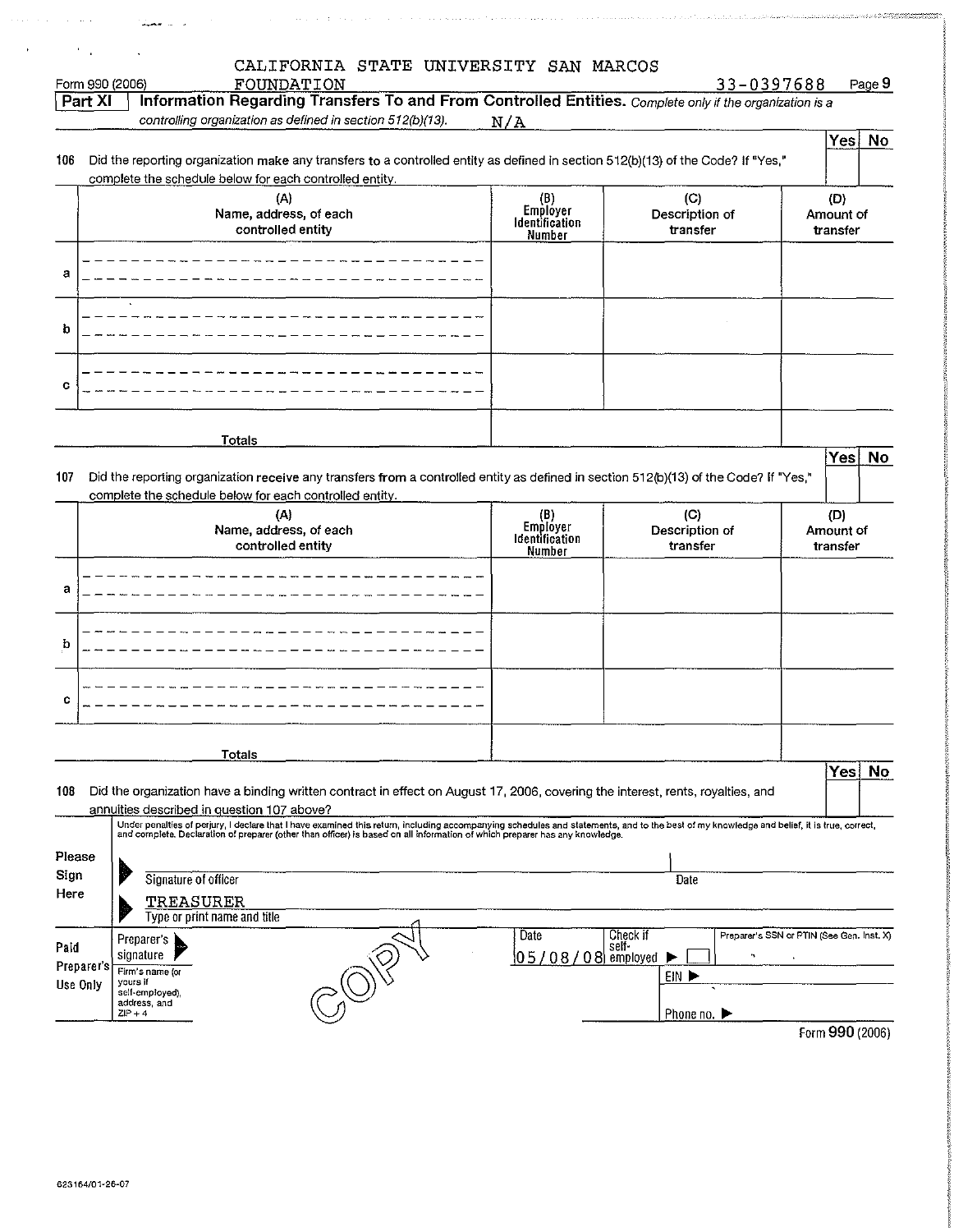CALIFORNIA STATE UNIVERSITY SAN MARCOS FOUNDATION 33-0397688

Form 990 (2006) Page 9

**Part XI Information Regarding Transfers To and From Controlled Entities.** *Complete only if the organization is a controlling organization as defined in section 512(b)(13).* N/A

| | | Yes | No |
|---|---|---|---|
| **106** | Did the reporting organization make any transfers to a controlled entity as defined in section 512(b)(13) of the Code? If "Yes," complete the schedule below for each controlled entity. | | |

| | (A) Name, address, of each controlled entity | (B) Employer Identification Number | (C) Description of transfer | (D) Amount of transfer |
|---|---|---|---|---|
| a | | | | |
| b | | | | |
| c | | | | |
| | Totals | | | |

| | | Yes | No |
|---|---|---|---|
| **107** | Did the reporting organization receive any transfers from a controlled entity as defined in section 512(b)(13) of the Code? If "Yes," complete the schedule below for each controlled entity. | | |

| | (A) Name, address, of each controlled entity | (B) Employer Identification Number | (C) Description of transfer | (D) Amount of transfer |
|---|---|---|---|---|
| a | | | | |
| b | | | | |
| c | | | | |
| | Totals | | | |

| | | Yes | No |
|---|---|---|---|
| **108** | Did the organization have a binding written contract in effect on August 17, 2006, covering the interest, rents, royalties, and annuities described in question 107 above? | | |

**Please Sign Here**

Under penalties of perjury, I declare that I have examined this return, including accompanying schedules and statements, and to the best of my knowledge and belief, it is true, correct, and complete. Declaration of preparer (other than officer) is based on all information of which preparer has any knowledge.

Signature of officer — Date

TREASURER
Type or print name and title

**Paid Preparer's Use Only**

| Preparer's signature | Date 05/08/08 | Check if self-employed ▶ ☐ | Preparer's SSN or PTIN (See Gen. Inst. X) |
|---|---|---|---|
| Firm's name (or yours if self-employed), address, and ZIP + 4 | | EIN ▶ | |
| | | Phone no. ▶ | |

COPY

Form **990** (2006)

623164/01-26-07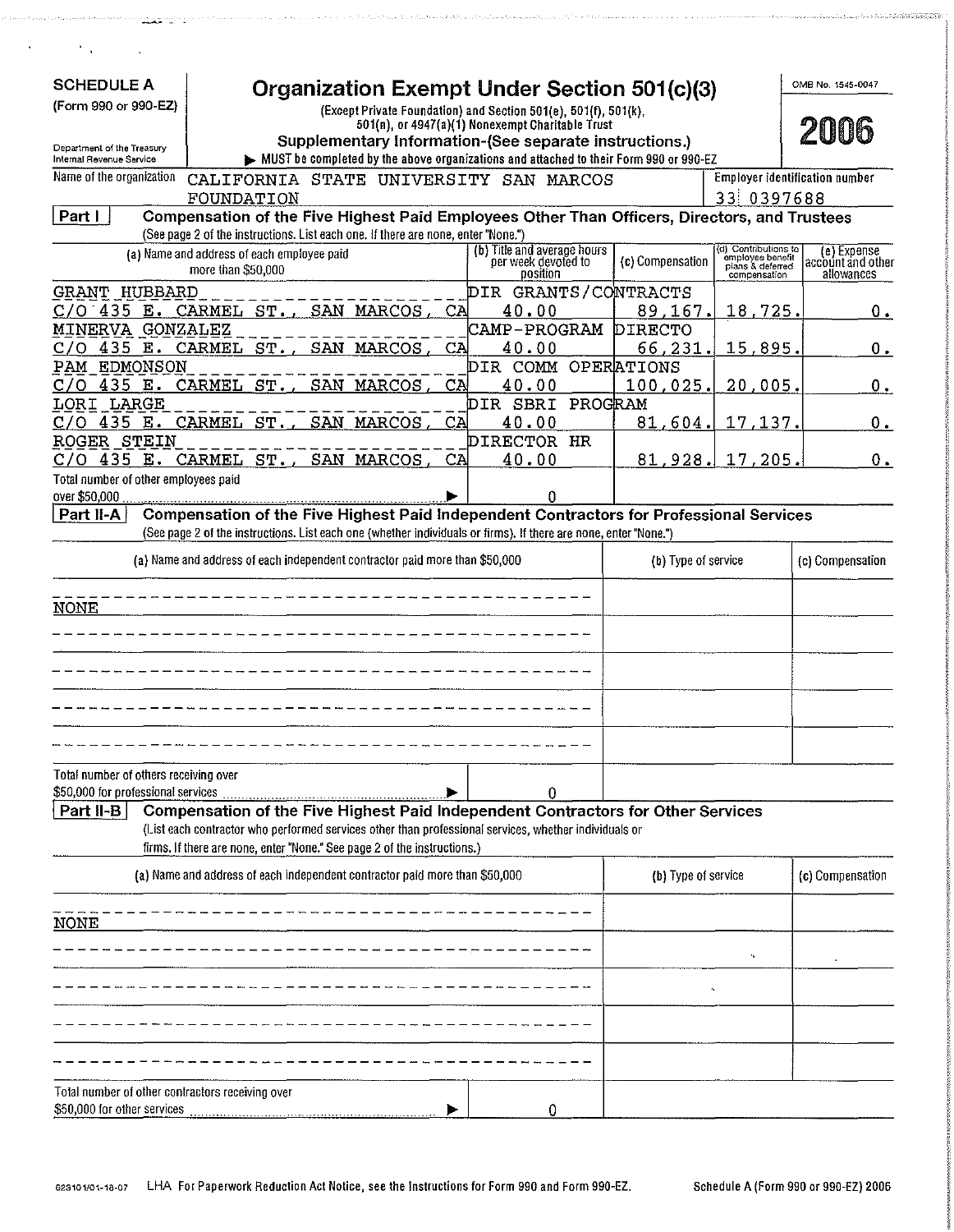**SCHEDULE A**
**(Form 990 or 990-EZ)**

Department of the Treasury
Internal Revenue Service

# Organization Exempt Under Section 501(c)(3)

(Except Private Foundation) and Section 501(e), 501(f), 501(k), 501(n), or 4947(a)(1) Nonexempt Charitable Trust
**Supplementary Information-(See separate instructions.)**
▶ MUST be completed by the above organizations and attached to their Form 990 or 990-EZ

OMB No. 1545-0047

**2006**

Name of the organization: CALIFORNIA STATE UNIVERSITY SAN MARCOS FOUNDATION

Employer identification number: 33-0397688

## Part I — Compensation of the Five Highest Paid Employees Other Than Officers, Directors, and Trustees

(See page 2 of the instructions. List each one. If there are none, enter "None.")

| (a) Name and address of each employee paid more than $50,000 | (b) Title and average hours per week devoted to position | (c) Compensation | (d) Contributions to employee benefit plans & deferred compensation | (e) Expense account and other allowances |
|---|---|---|---|---|
| GRANT HUBBARD<br>C/O 435 E. CARMEL ST., SAN MARCOS, CA | DIR GRANTS/CONTRACTS<br>40.00 | 89,167. | 18,725. | 0. |
| MINERVA GONZALEZ<br>C/O 435 E. CARMEL ST., SAN MARCOS, CA | CAMP-PROGRAM DIRECTO<br>40.00 | 66,231. | 15,895. | 0. |
| PAM EDMONSON<br>C/O 435 E. CARMEL ST., SAN MARCOS, CA | DIR COMM OPERATIONS<br>40.00 | 100,025. | 20,005. | 0. |
| LORI LARGE<br>C/O 435 E. CARMEL ST., SAN MARCOS, CA | DIR SBRI PROGRAM<br>40.00 | 81,604. | 17,137. | 0. |
| ROGER STEIN<br>C/O 435 E. CARMEL ST., SAN MARCOS, CA | DIRECTOR HR<br>40.00 | 81,928. | 17,205. | 0. |
| Total number of other employees paid over $50,000 ▶ | 0 | | | |

## Part II-A — Compensation of the Five Highest Paid Independent Contractors for Professional Services

(See page 2 of the instructions. List each one (whether individuals or firms). If there are none, enter "None.")

| (a) Name and address of each independent contractor paid more than $50,000 | (b) Type of service | (c) Compensation |
|---|---|---|
| NONE | | |
| Total number of others receiving over $50,000 for professional services ▶ 0 | | |

## Part II-B — Compensation of the Five Highest Paid Independent Contractors for Other Services

(List each contractor who performed services other than professional services, whether individuals or firms. If there are none, enter "None." See page 2 of the instructions.)

| (a) Name and address of each independent contractor paid more than $50,000 | (b) Type of service | (c) Compensation |
|---|---|---|
| NONE | | |
| Total number of other contractors receiving over $50,000 for other services ▶ 0 | | |

623101/01-18-07 LHA For Paperwork Reduction Act Notice, see the Instructions for Form 990 and Form 990-EZ. Schedule A (Form 990 or 990-EZ) 2006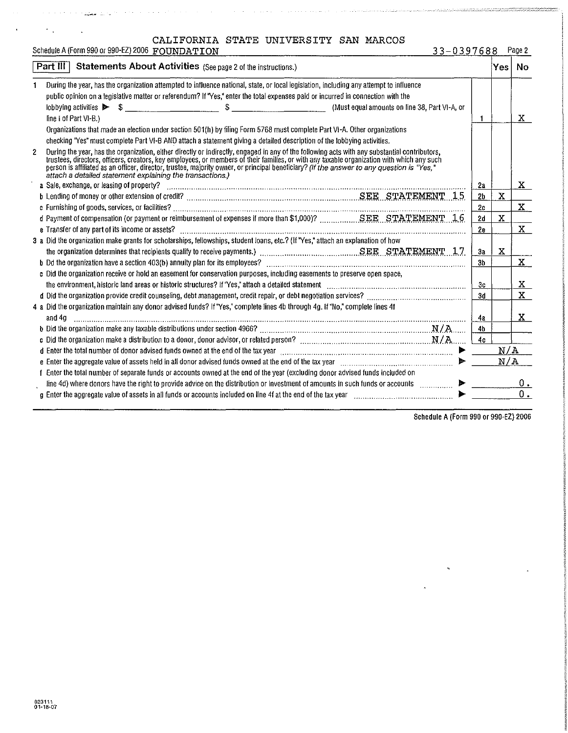Schedule A (Form 990 or 990-EZ) 2006 CALIFORNIA STATE UNIVERSITY SAN MARCOS FOUNDATION 33-0397688 Page 2

## Part III Statements About Activities (See page 2 of the instructions.)

| | | | Yes | No |
|---|---|---|---|---|
| 1 | During the year, has the organization attempted to influence national, state, or local legislation, including any attempt to influence public opinion on a legislative matter or referendum? If "Yes," enter the total expenses paid or incurred in connection with the lobbying activities ▶ $ ________ $ ________ (Must equal amounts on line 38, Part VI-A, or line i of Part VI-B.) Organizations that made an election under section 501(h) by filing Form 5768 must complete Part VI-A. Other organizations checking "Yes" must complete Part VI-B AND attach a statement giving a detailed description of the lobbying activities. | 1 | | X |
| 2 | During the year, has the organization, either directly or indirectly, engaged in any of the following acts with any substantial contributors, trustees, directors, officers, creators, key employees, or members of their families, or with any taxable organization with which any such person is affiliated as an officer, director, trustee, majority owner, or principal beneficiary? *(If the answer to any question is "Yes," attach a detailed statement explaining the transactions.)* | | | |
| a | Sale, exchange, or leasing of property? | 2a | | X |
| b | Lending of money or other extension of credit? SEE STATEMENT 15 | 2b | X | |
| c | Furnishing of goods, services, or facilities? | 2c | | X |
| d | Payment of compensation (or payment or reimbursement of expenses if more than $1,000)? SEE STATEMENT 16 | 2d | X | |
| e | Transfer of any part of its income or assets? | 2e | | X |
| 3 a | Did the organization make grants for scholarships, fellowships, student loans, etc.? (If "Yes," attach an explanation of how the organization determines that recipients qualify to receive payments.) SEE STATEMENT 17 | 3a | X | |
| b | Did the organization have a section 403(b) annuity plan for its employees? | 3b | | X |
| c | Did the organization receive or hold an easement for conservation purposes, including easements to preserve open space, the environment, historic land areas or historic structures? If "Yes," attach a detailed statement | 3c | | X |
| d | Did the organization provide credit counseling, debt management, credit repair, or debt negotiation services? | 3d | | X |
| 4 a | Did the organization maintain any donor advised funds? If "Yes," complete lines 4b through 4g. If "No," complete lines 4f and 4g | 4a | | X |
| b | Did the organization make any taxable distributions under section 4966? N/A | 4b | | |
| c | Did the organization make a distribution to a donor, donor advisor, or related person? N/A | 4c | | |
| d | Enter the total number of donor advised funds owned at the end of the tax year ▶ | | N/A | |
| e | Enter the aggregate value of assets held in all donor advised funds owned at the end of the tax year ▶ | | N/A | |
| f | Enter the total number of separate funds or accounts owned at the end of the year (excluding donor advised funds included on line 4d) where donors have the right to provide advice on the distribution or investment of amounts in such funds or accounts ▶ | | | 0. |
| g | Enter the aggregate value of assets in all funds or accounts included on line 4f at the end of the tax year ▶ | | | 0. |

Schedule A (Form 990 or 990-EZ) 2006

623111 01-18-07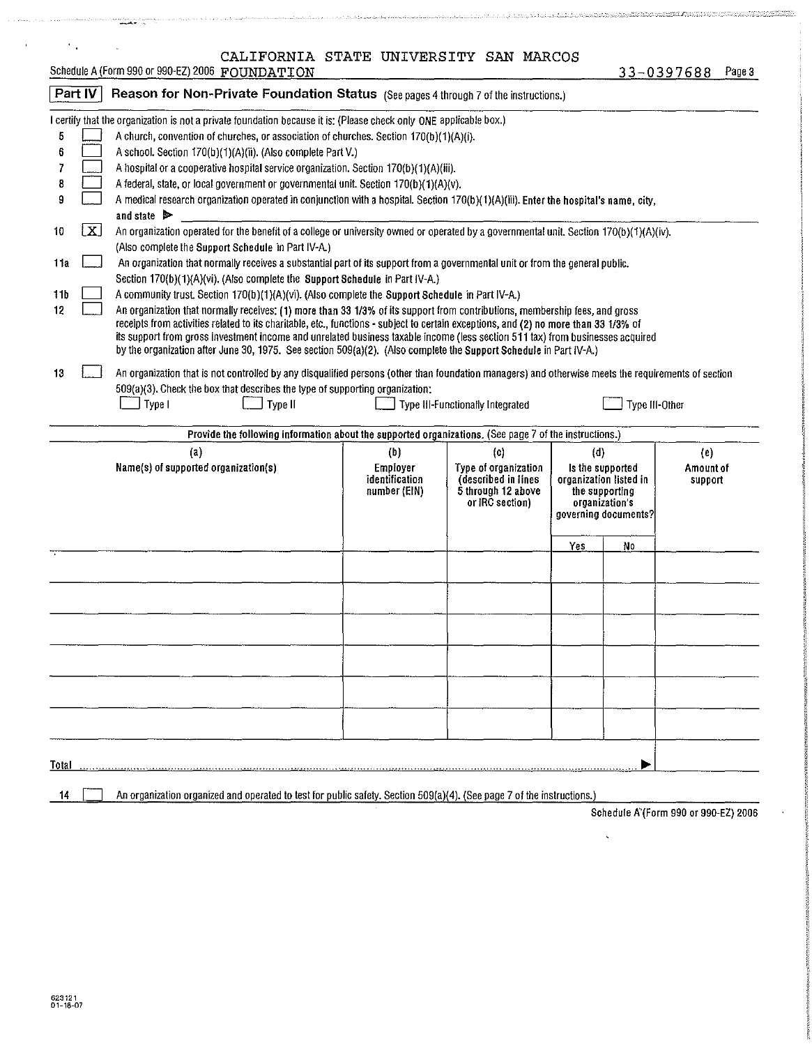Schedule A (Form 990 or 990-EZ) 2006 CALIFORNIA STATE UNIVERSITY SAN MARCOS FOUNDATION 33-0397688 Page 3

## Part IV Reason for Non-Private Foundation Status (See pages 4 through 7 of the instructions.)

I certify that the organization is not a private foundation because it is: (Please check only ONE applicable box.)

5 [ ] A church, convention of churches, or association of churches. Section 170(b)(1)(A)(i).

6 [ ] A school. Section 170(b)(1)(A)(ii). (Also complete Part V.)

7 [ ] A hospital or a cooperative hospital service organization. Section 170(b)(1)(A)(iii).

8 [ ] A federal, state, or local government or governmental unit. Section 170(b)(1)(A)(v).

9 [ ] A medical research organization operated in conjunction with a hospital. Section 170(b)(1)(A)(iii). Enter the hospital's name, city, and state ▶

10 [X] An organization operated for the benefit of a college or university owned or operated by a governmental unit. Section 170(b)(1)(A)(iv). (Also complete the Support Schedule in Part IV-A.)

11a [ ] An organization that normally receives a substantial part of its support from a governmental unit or from the general public. Section 170(b)(1)(A)(vi). (Also complete the Support Schedule in Part IV-A.)

11b [ ] A community trust. Section 170(b)(1)(A)(vi). (Also complete the Support Schedule in Part IV-A.)

12 [ ] An organization that normally receives: (1) more than 33 1/3% of its support from contributions, membership fees, and gross receipts from activities related to its charitable, etc., functions - subject to certain exceptions, and (2) no more than 33 1/3% of its support from gross investment income and unrelated business taxable income (less section 511 tax) from businesses acquired by the organization after June 30, 1975. See section 509(a)(2). (Also complete the Support Schedule in Part IV-A.)

13 [ ] An organization that is not controlled by any disqualified persons (other than foundation managers) and otherwise meets the requirements of section 509(a)(3). Check the box that describes the type of supporting organization:

[ ] Type I [ ] Type II [ ] Type III-Functionally Integrated [ ] Type III-Other

Provide the following information about the supported organizations. (See page 7 of the instructions.)

| (a) Name(s) of supported organization(s) | (b) Employer identification number (EIN) | (c) Type of organization (described in lines 5 through 12 above or IRC section) | (d) Is the supported organization listed in the supporting organization's governing documents? Yes | No | (e) Amount of support |
|---|---|---|---|---|---|
| | | | | | |
| | | | | | |
| | | | | | |
| | | | | | |
| | | | | | |
| | | | | | |
| | | | | | |
| Total ▶ | | | | | |

14 [ ] An organization organized and operated to test for public safety. Section 509(a)(4). (See page 7 of the instructions.)

Schedule A (Form 990 or 990-EZ) 2006

623121 01-16-07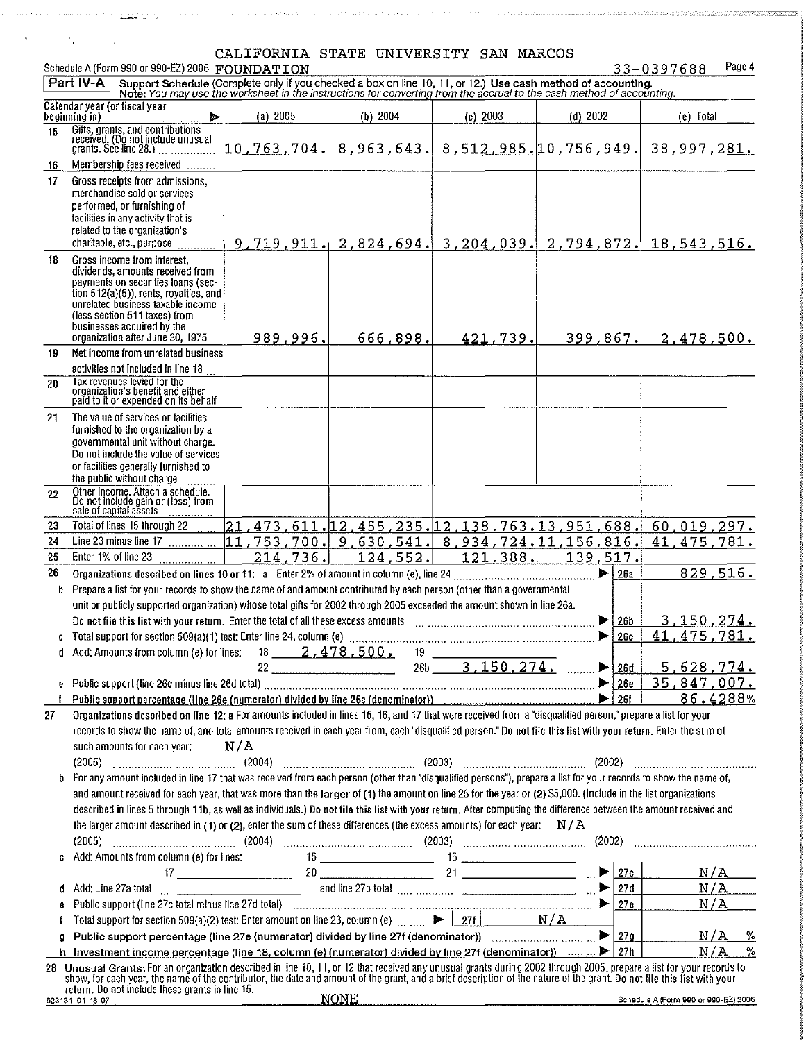CALIFORNIA STATE UNIVERSITY SAN MARCOS

Schedule A (Form 990 or 990-EZ) 2006 FOUNDATION 33-0397688 Page 4

**Part IV-A** Support Schedule (Complete only if you checked a box on line 10, 11, or 12.) Use cash method of accounting.
*Note: You may use the worksheet in the instructions for converting from the accrual to the cash method of accounting.*

| | Calendar year (or fiscal year beginning in) | (a) 2005 | (b) 2004 | (c) 2003 | (d) 2002 | (e) Total |
|---|---|---|---|---|---|---|
| 15 | Gifts, grants, and contributions received. (Do not include unusual grants. See line 28.) | 10,763,704. | 8,963,643. | 8,512,985. | 10,756,949. | 38,997,281. |
| 16 | Membership fees received | | | | | |
| 17 | Gross receipts from admissions, merchandise sold or services performed, or furnishing of facilities in any activity that is related to the organization's charitable, etc., purpose | 9,719,911. | 2,824,694. | 3,204,039. | 2,794,872. | 18,543,516. |
| 18 | Gross income from interest, dividends, amounts received from payments on securities loans (section 512(a)(5)), rents, royalties, and unrelated business taxable income (less section 511 taxes) from businesses acquired by the organization after June 30, 1975 | 989,996. | 666,898. | 421,739. | 399,867. | 2,478,500. |
| 19 | Net income from unrelated business activities not included in line 18 | | | | | |
| 20 | Tax revenues levied for the organization's benefit and either paid to it or expended on its behalf | | | | | |
| 21 | The value of services or facilities furnished to the organization by a governmental unit without charge. Do not include the value of services or facilities generally furnished to the public without charge | | | | | |
| 22 | Other income. Attach a schedule. Do not include gain or (loss) from sale of capital assets | | | | | |
| 23 | Total of lines 15 through 22 | 21,473,611. | 12,455,235. | 12,138,763. | 13,951,688. | 60,019,297. |
| 24 | Line 23 minus line 17 | 11,753,700. | 9,630,541. | 8,934,724. | 11,156,816. | 41,475,781. |
| 25 | Enter 1% of line 23 | 214,736. | 124,552. | 121,388. | 139,517. | |

26 **Organizations described on lines 10 or 11:** a Enter 2% of amount in column (e), line 24 ▶ 26a 829,516.

b Prepare a list for your records to show the name of and amount contributed by each person (other than a governmental unit or publicly supported organization) whose total gifts for 2002 through 2005 exceeded the amount shown in line 26a. Do not file this list with your return. Enter the total of all these excess amounts ▶ 26b 3,150,274.

c Total support for section 509(a)(1) test: Enter line 24, column (e) ▶ 26c 41,475,781.

d Add: Amounts from column (e) for lines: 18 2,478,500. 19 ______ 22 ______ 26b 3,150,274. ▶ 26d 5,628,774.

e Public support (line 26c minus line 26d total) ▶ 26e 35,847,007.

f **Public support percentage (line 26e (numerator) divided by line 26c (denominator))** ▶ 26f 86.4288%

27 **Organizations described on line 12:** a For amounts included in lines 15, 16, and 17 that were received from a "disqualified person," prepare a list for your records to show the name of, and total amounts received in each year from, each "disqualified person." Do not file this list with your return. Enter the sum of such amounts for each year: N/A

(2005) ______ (2004) ______ (2003) ______ (2002) ______

b For any amount included in line 17 that was received from each person (other than "disqualified persons"), prepare a list for your records to show the name of, and amount received for each year, that was more than the larger of (1) the amount on line 25 for the year or (2) $5,000. (Include in the list organizations described in lines 5 through 11b, as well as individuals.) Do not file this list with your return. After computing the difference between the amount received and the larger amount described in (1) or (2), enter the sum of these differences (the excess amounts) for each year: N/A

(2005) ______ (2004) ______ (2003) ______ (2002) ______

c Add: Amounts from column (e) for lines: 15 ______ 16 ______ 17 ______ 20 ______ 21 ______ ▶ 27c N/A

d Add: Line 27a total ______ and line 27b total ______ ▶ 27d N/A

e Public support (line 27c total minus line 27d total) ▶ 27e N/A

f Total support for section 509(a)(2) test: Enter amount on line 23, column (e) ▶ 27f N/A

g **Public support percentage (line 27e (numerator) divided by line 27f (denominator))** ▶ 27g N/A %

h **Investment income percentage (line 18, column (e) (numerator) divided by line 27f (denominator))** ▶ 27h N/A %

28 Unusual Grants: For an organization described in line 10, 11, or 12 that received any unusual grants during 2002 through 2005, prepare a list for your records to show, for each year, the name of the contributor, the date and amount of the grant, and a brief description of the nature of the grant. Do not file this list with your return. Do not include these grants in line 15.

NONE

623131 01-18-07 Schedule A (Form 990 or 990-EZ) 2006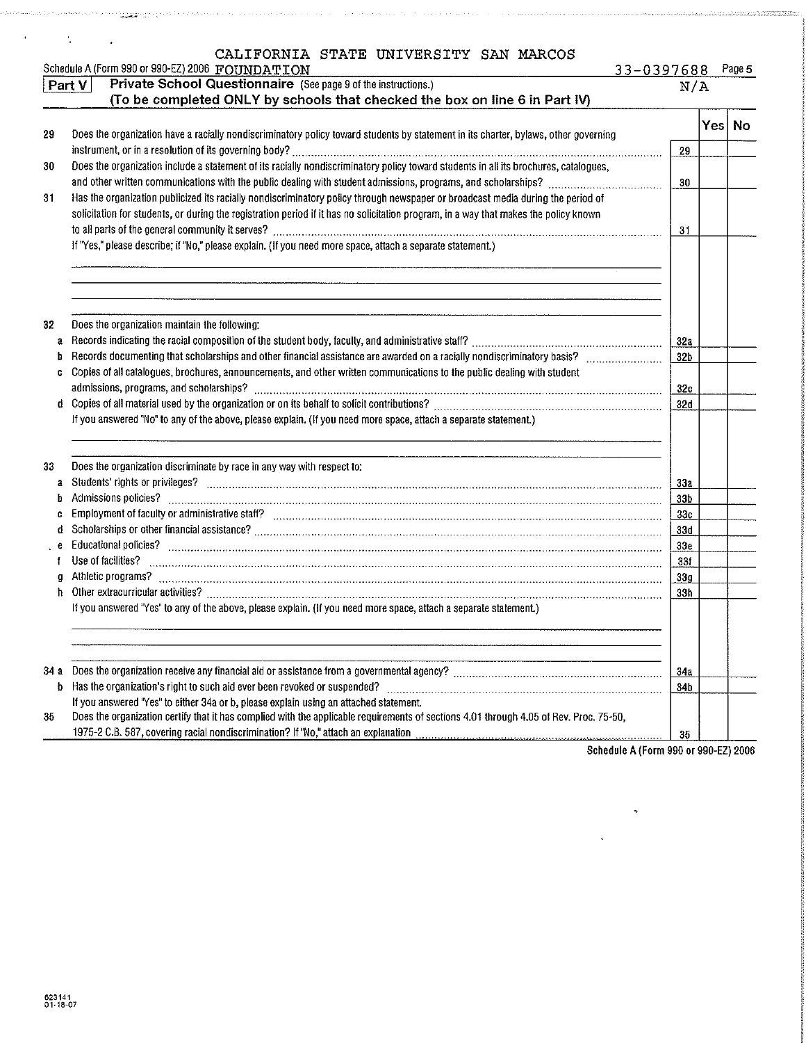CALIFORNIA STATE UNIVERSITY SAN MARCOS

Schedule A (Form 990 or 990-EZ) 2006 FOUNDATION 33-0397688 Page 5

**Part V** **Private School Questionnaire** (See page 9 of the instructions.) N/A

**(To be completed ONLY by schools that checked the box on line 6 in Part IV)**

| | | | Yes | No |
|---|---|---|---|---|
| 29 | Does the organization have a racially nondiscriminatory policy toward students by statement in its charter, bylaws, other governing instrument, or in a resolution of its governing body? | 29 | | |
| 30 | Does the organization include a statement of its racially nondiscriminatory policy toward students in all its brochures, catalogues, and other written communications with the public dealing with student admissions, programs, and scholarships? | 30 | | |
| 31 | Has the organization publicized its racially nondiscriminatory policy through newspaper or broadcast media during the period of solicitation for students, or during the registration period if it has no solicitation program, in a way that makes the policy known to all parts of the general community it serves? | 31 | | |
| | If "Yes," please describe; if "No," please explain. (If you need more space, attach a separate statement.) | | | |
| 32 | Does the organization maintain the following: | | | |
| a | Records indicating the racial composition of the student body, faculty, and administrative staff? | 32a | | |
| b | Records documenting that scholarships and other financial assistance are awarded on a racially nondiscriminatory basis? | 32b | | |
| c | Copies of all catalogues, brochures, announcements, and other written communications to the public dealing with student admissions, programs, and scholarships? | 32c | | |
| d | Copies of all material used by the organization or on its behalf to solicit contributions? | 32d | | |
| | If you answered "No" to any of the above, please explain. (If you need more space, attach a separate statement.) | | | |
| 33 | Does the organization discriminate by race in any way with respect to: | | | |
| a | Students' rights or privileges? | 33a | | |
| b | Admissions policies? | 33b | | |
| c | Employment of faculty or administrative staff? | 33c | | |
| d | Scholarships or other financial assistance? | 33d | | |
| e | Educational policies? | 33e | | |
| f | Use of facilities? | 33f | | |
| g | Athletic programs? | 33g | | |
| h | Other extracurricular activities? | 33h | | |
| | If you answered "Yes" to any of the above, please explain. (If you need more space, attach a separate statement.) | | | |
| 34 a | Does the organization receive any financial aid or assistance from a governmental agency? | 34a | | |
| b | Has the organization's right to such aid ever been revoked or suspended? | 34b | | |
| | If you answered "Yes" to either 34a or b, please explain using an attached statement. | | | |
| 35 | Does the organization certify that it has complied with the applicable requirements of sections 4.01 through 4.05 of Rev. Proc. 75-50, 1975-2 C.B. 587, covering racial nondiscrimination? If "No," attach an explanation | 35 | | |

Schedule A (Form 990 or 990-EZ) 2006

623141 01-18-07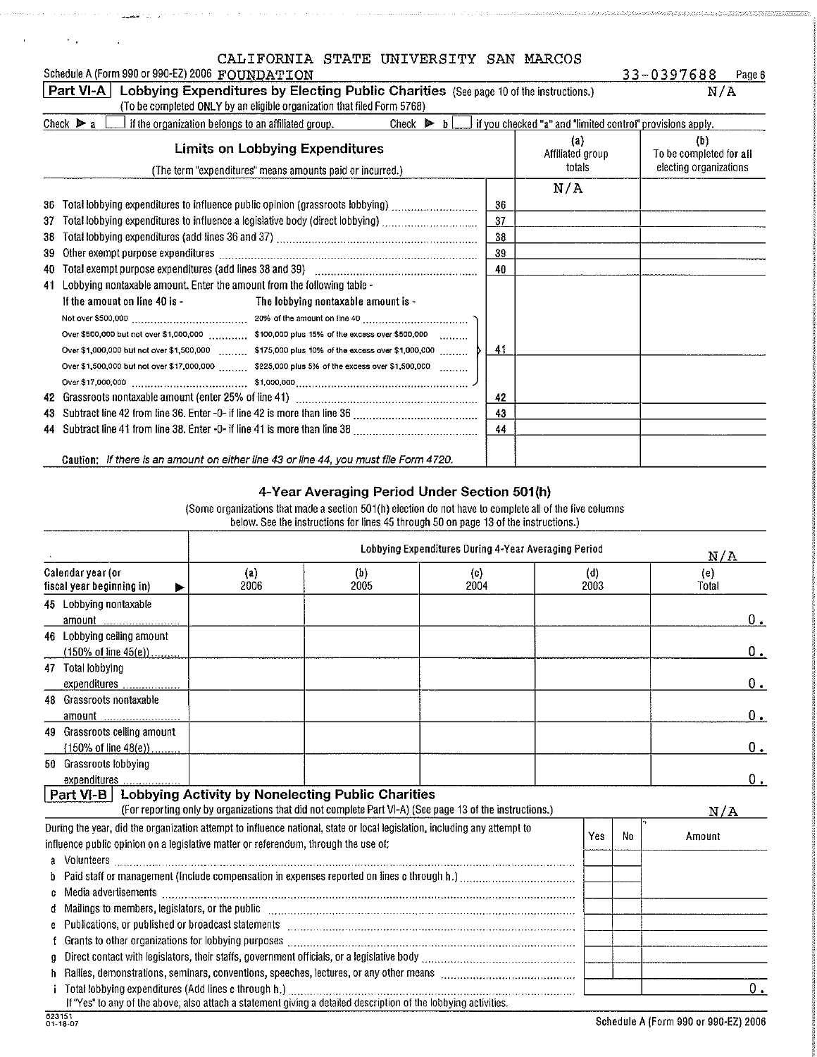CALIFORNIA STATE UNIVERSITY SAN MARCOS

Schedule A (Form 990 or 990-EZ) 2006 FOUNDATION 33-0397688 Page 6

## Part VI-A Lobbying Expenditures by Electing Public Charities (See page 10 of the instructions.) N/A

(To be completed ONLY by an eligible organization that filed Form 5768)

Check ▶ a [ ] if the organization belongs to an affiliated group. Check ▶ b [ ] if you checked "a" and "limited control" provisions apply.

| Limits on Lobbying Expenditures (The term "expenditures" means amounts paid or incurred.) | | (a) Affiliated group totals | (b) To be completed for all electing organizations |
|---|---|---|---|
| | | N/A | |
| 36 Total lobbying expenditures to influence public opinion (grassroots lobbying) | 36 | | |
| 37 Total lobbying expenditures to influence a legislative body (direct lobbying) | 37 | | |
| 38 Total lobbying expenditures (add lines 36 and 37) | 38 | | |
| 39 Other exempt purpose expenditures | 39 | | |
| 40 Total exempt purpose expenditures (add lines 38 and 39) | 40 | | |
| 41 Lobbying nontaxable amount. Enter the amount from the following table - | 41 | | |
| 42 Grassroots nontaxable amount (enter 25% of line 41) | 42 | | |
| 43 Subtract line 42 from line 36. Enter -0- if line 42 is more than line 36 | 43 | | |
| 44 Subtract line 41 from line 38. Enter -0- if line 41 is more than line 38 | 44 | | |

| If the amount on line 40 is - | The lobbying nontaxable amount is - |
|---|---|
| Not over $500,000 | 20% of the amount on line 40 |
| Over $500,000 but not over $1,000,000 | $100,000 plus 15% of the excess over $500,000 |
| Over $1,000,000 but not over $1,500,000 | $175,000 plus 10% of the excess over $1,000,000 |
| Over $1,500,000 but not over $17,000,000 | $225,000 plus 5% of the excess over $1,500,000 |
| Over $17,000,000 | $1,000,000 |

**Caution:** *If there is an amount on either line 43 or line 44, you must file Form 4720.*

### 4-Year Averaging Period Under Section 501(h)

(Some organizations that made a section 501(h) election do not have to complete all of the five columns below. See the instructions for lines 45 through 50 on page 13 of the instructions.)

| | Lobbying Expenditures During 4-Year Averaging Period | | | | N/A |
|---|---|---|---|---|---|
| Calendar year (or fiscal year beginning in) ▶ | (a) 2006 | (b) 2005 | (c) 2004 | (d) 2003 | (e) Total |
| 45 Lobbying nontaxable amount | | | | | 0. |
| 46 Lobbying ceiling amount (150% of line 45(e)) | | | | | 0. |
| 47 Total lobbying expenditures | | | | | 0. |
| 48 Grassroots nontaxable amount | | | | | 0. |
| 49 Grassroots ceiling amount (150% of line 48(e)) | | | | | 0. |
| 50 Grassroots lobbying expenditures | | | | | 0. |

## Part VI-B Lobbying Activity by Nonelecting Public Charities

(For reporting only by organizations that did not complete Part VI-A) (See page 13 of the instructions.) N/A

| During the year, did the organization attempt to influence national, state or local legislation, including any attempt to influence public opinion on a legislative matter or referendum, through the use of: | Yes | No | Amount |
|---|---|---|---|
| a Volunteers | | | |
| b Paid staff or management (Include compensation in expenses reported on lines c through h.) | | | |
| c Media advertisements | | | |
| d Mailings to members, legislators, or the public | | | |
| e Publications, or published or broadcast statements | | | |
| f Grants to other organizations for lobbying purposes | | | |
| g Direct contact with legislators, their staffs, government officials, or a legislative body | | | |
| h Rallies, demonstrations, seminars, conventions, speeches, lectures, or any other means | | | |
| i Total lobbying expenditures (Add lines c through h.) | | | 0. |

If "Yes" to any of the above, also attach a statement giving a detailed description of the lobbying activities.

623151
01-18-07

Schedule A (Form 990 or 990-EZ) 2006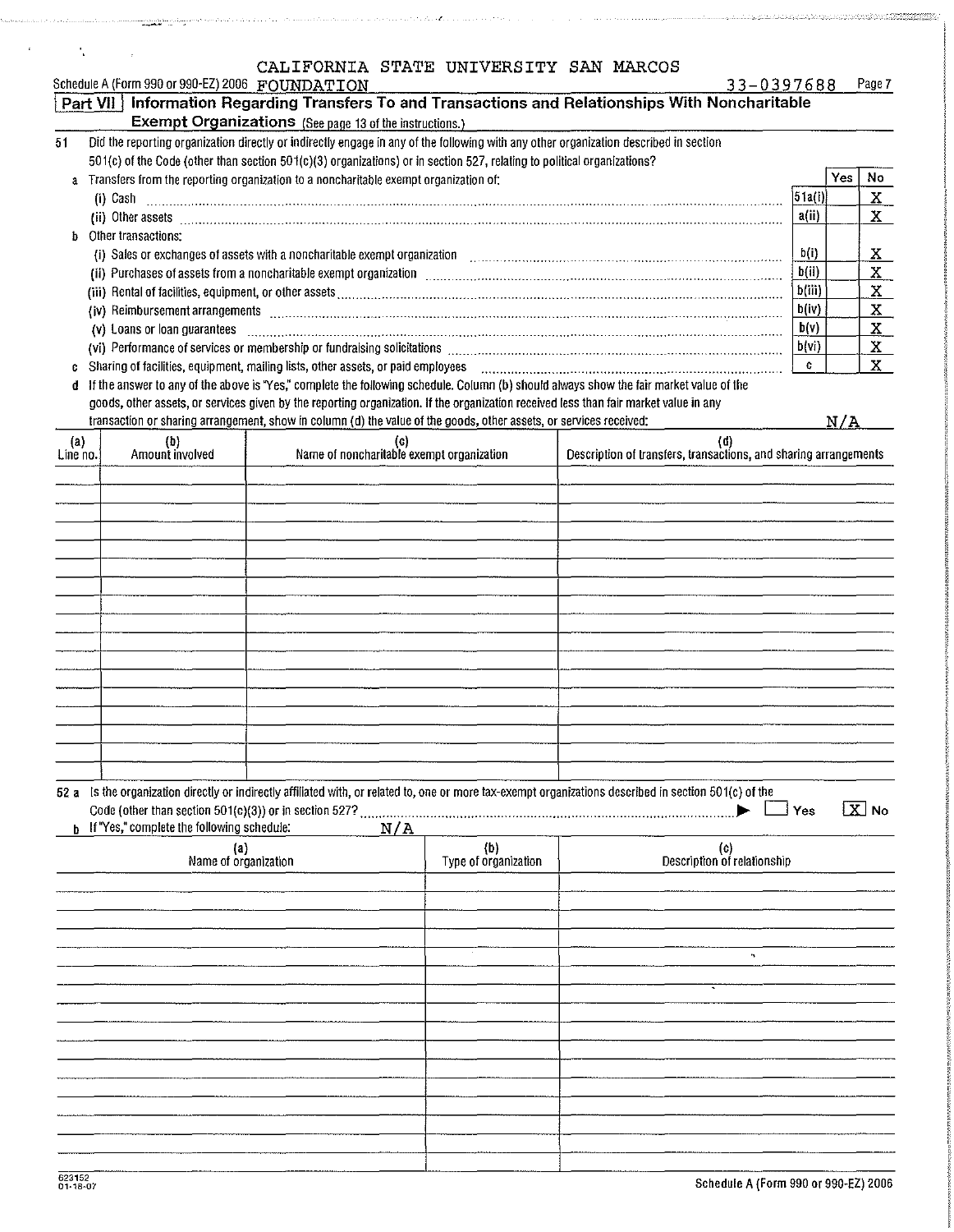CALIFORNIA STATE UNIVERSITY SAN MARCOS

Schedule A (Form 990 or 990-EZ) 2006 FOUNDATION 33-0397688 Page 7

## Part VII Information Regarding Transfers To and Transactions and Relationships With Noncharitable Exempt Organizations (See page 13 of the instructions.)

51 Did the reporting organization directly or indirectly engage in any of the following with any other organization described in section 501(c) of the Code (other than section 501(c)(3) organizations) or in section 527, relating to political organizations?

| | | Yes | No |
|---|---|---|---|
| a Transfers from the reporting organization to a noncharitable exempt organization of: | | | |
| (i) Cash | 51a(i) | | X |
| (ii) Other assets | a(ii) | | X |
| b Other transactions: | | | |
| (i) Sales or exchanges of assets with a noncharitable exempt organization | b(i) | | X |
| (ii) Purchases of assets from a noncharitable exempt organization | b(ii) | | X |
| (iii) Rental of facilities, equipment, or other assets | b(iii) | | X |
| (iv) Reimbursement arrangements | b(iv) | | X |
| (v) Loans or loan guarantees | b(v) | | X |
| (vi) Performance of services or membership or fundraising solicitations | b(vi) | | X |
| c Sharing of facilities, equipment, mailing lists, other assets, or paid employees | c | | X |

d If the answer to any of the above is "Yes," complete the following schedule. Column (b) should always show the fair market value of the goods, other assets, or services given by the reporting organization. If the organization received less than fair market value in any transaction or sharing arrangement, show in column (d) the value of the goods, other assets, or services received: N/A

| (a) Line no. | (b) Amount involved | (c) Name of noncharitable exempt organization | (d) Description of transfers, transactions, and sharing arrangements |
|---|---|---|---|
| | | | |

52 a Is the organization directly or indirectly affiliated with, or related to, one or more tax-exempt organizations described in section 501(c) of the Code (other than section 501(c)(3)) or in section 527? ☐ Yes ☒ No

b If "Yes," complete the following schedule: N/A

| (a) Name of organization | (b) Type of organization | (c) Description of relationship |
|---|---|---|
| | | |

623152 01-18-07

Schedule A (Form 990 or 990-EZ) 2006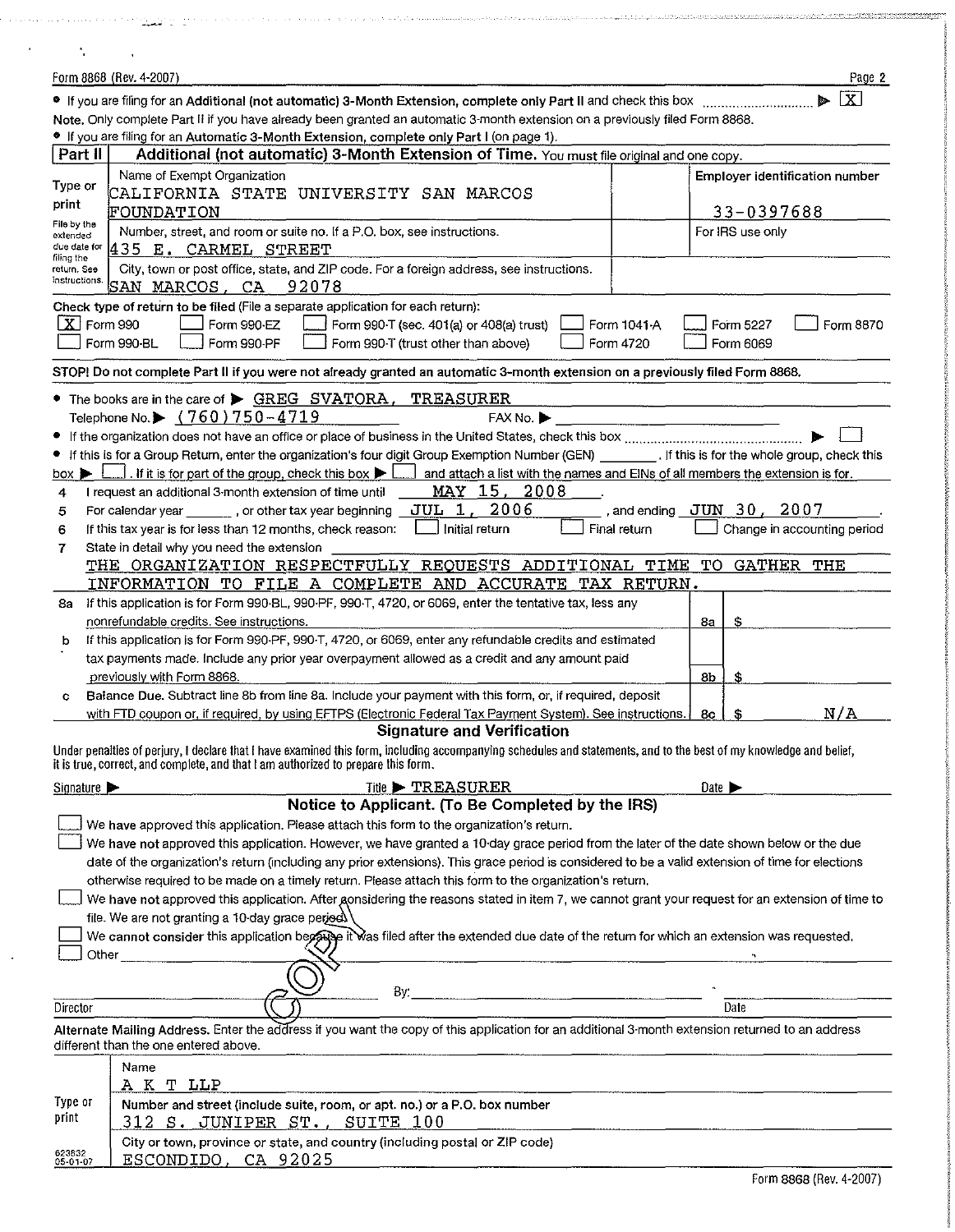Form 8868 (Rev. 4-2007)

- If you are filing for an **Additional (not automatic) 3-Month Extension, complete only Part II** and check this box ▶ [X]

**Note.** Only complete Part II if you have already been granted an automatic 3-month extension on a previously filed Form 8868.

- If you are filing for an **Automatic 3-Month Extension, complete only Part I** (on page 1).

## Part II — Additional (not automatic) 3-Month Extension of Time. You must file original and one copy.

Type or print. File by the extended due date for filing the return. See instructions.

| | | |
|---|---|---|
| Name of Exempt Organization: CALIFORNIA STATE UNIVERSITY SAN MARCOS FOUNDATION | | Employer identification number: 33-0397688 |
| Number, street, and room or suite no. If a P.O. box, see instructions.: 435 E. CARMEL STREET | | For IRS use only |
| City, town or post office, state, and ZIP code. For a foreign address, see instructions.: SAN MARCOS, CA 92078 | | |

**Check type of return to be filed** (File a separate application for each return):

[X] Form 990 [ ] Form 990-EZ [ ] Form 990-T (sec. 401(a) or 408(a) trust) [ ] Form 1041-A [ ] Form 5227 [ ] Form 8870
[ ] Form 990-BL [ ] Form 990-PF [ ] Form 990-T (trust other than above) [ ] Form 4720 [ ] Form 6069

**STOP! Do not complete Part II if you were not already granted an automatic 3-month extension on a previously filed Form 8868.**

- The books are in the care of ▶ GREG SVATORA, TREASURER
  Telephone No. ▶ (760)750-4719 FAX No. ▶
- If the organization does not have an office or place of business in the United States, check this box ▶ [ ]
- If this is for a Group Return, enter the organization's four digit Group Exemption Number (GEN) ______. If this is for the whole group, check this box ▶ [ ]. If it is for part of the group, check this box ▶ [ ] and attach a list with the names and EINs of all members the extension is for.

4 I request an additional 3-month extension of time until MAY 15, 2008.

5 For calendar year ______, or other tax year beginning JUL 1, 2006, and ending JUN 30, 2007.

6 If this tax year is for less than 12 months, check reason: [ ] Initial return [ ] Final return [ ] Change in accounting period

7 State in detail why you need the extension
THE ORGANIZATION RESPECTFULLY REQUESTS ADDITIONAL TIME TO GATHER THE INFORMATION TO FILE A COMPLETE AND ACCURATE TAX RETURN.

| | | | |
|---|---|---|---|
| 8a | If this application is for Form 990-BL, 990-PF, 990-T, 4720, or 6069, enter the tentative tax, less any nonrefundable credits. See instructions. | 8a | $ |
| b | If this application is for Form 990-PF, 990-T, 4720, or 6069, enter any refundable credits and estimated tax payments made. Include any prior year overpayment allowed as a credit and any amount paid previously with Form 8868. | 8b | $ |
| c | **Balance Due.** Subtract line 8b from line 8a. Include your payment with this form, or, if required, deposit with FTD coupon or, if required, by using EFTPS (Electronic Federal Tax Payment System). See instructions. | 8c | $ N/A |

### Signature and Verification

Under penalties of perjury, I declare that I have examined this form, including accompanying schedules and statements, and to the best of my knowledge and belief, it is true, correct, and complete, and that I am authorized to prepare this form.

Signature ▶ Title ▶ TREASURER Date ▶

### Notice to Applicant. (To Be Completed by the IRS)

[ ] We **have** approved this application. Please attach this form to the organization's return.

[ ] We **have not** approved this application. However, we have granted a 10-day grace period from the later of the date shown below or the due date of the organization's return (including any prior extensions). This grace period is considered to be a valid extension of time for elections otherwise required to be made on a timely return. Please attach this form to the organization's return.

[ ] We **have not** approved this application. After considering the reasons stated in item 7, we cannot grant your request for an extension of time to file. We are not granting a 10-day grace period.

[ ] We **cannot consider** this application because it was filed after the extended due date of the return for which an extension was requested.

[ ] Other

COPY

By: ______

Director Date

**Alternate Mailing Address.** Enter the address if you want the copy of this application for an additional 3-month extension returned to an address different than the one entered above.

Type or print

Name: A K T LLP

Number and street (include suite, room, or apt. no.) or a P.O. box number: 312 S. JUNIPER ST., SUITE 100

City or town, province or state, and country (including postal or ZIP code): ESCONDIDO, CA 92025

623832 05-01-07

Form 8868 (Rev. 4-2007)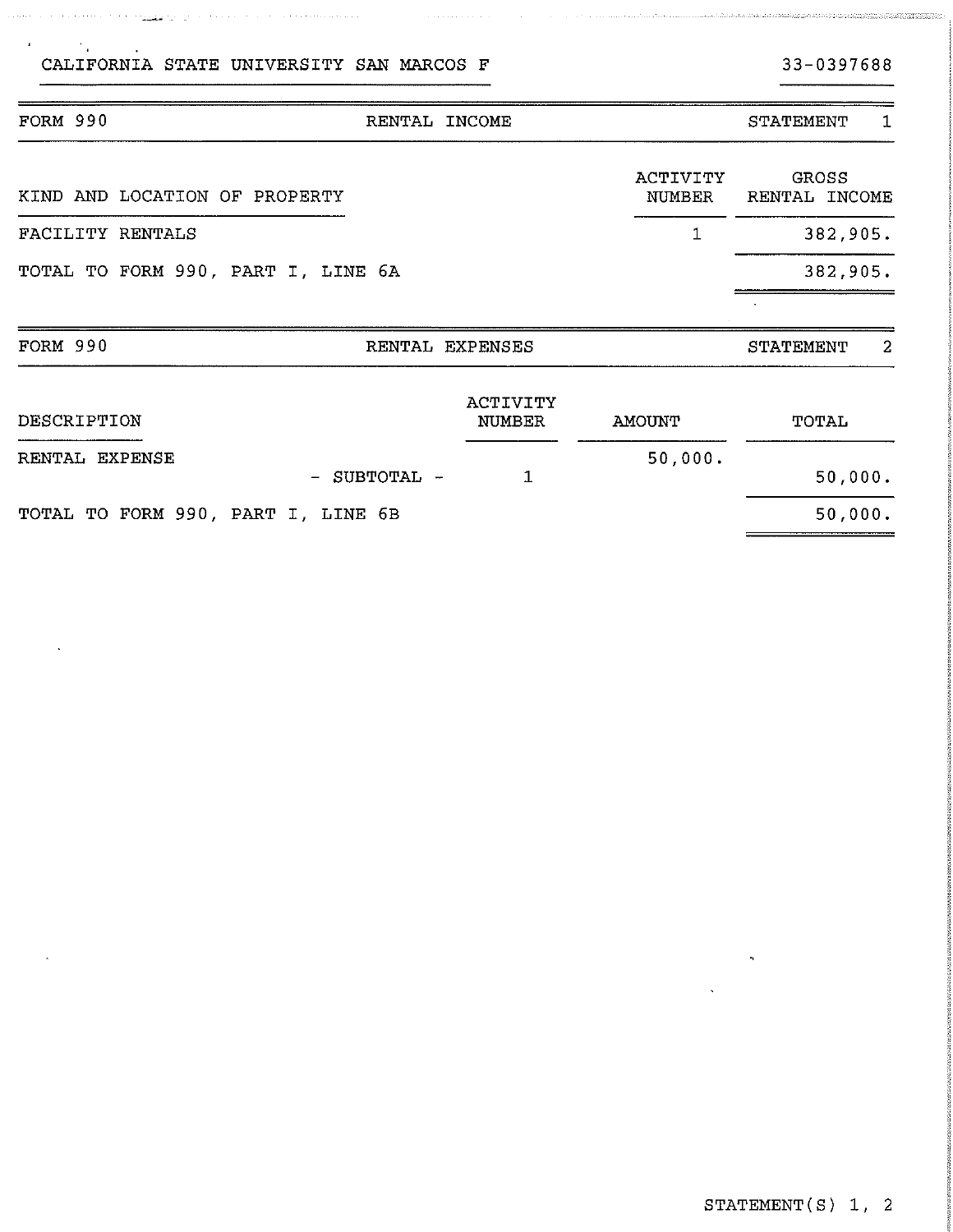CALIFORNIA STATE UNIVERSITY SAN MARCOS F — 33-0397688

## FORM 990 — RENTAL INCOME — STATEMENT 1

| KIND AND LOCATION OF PROPERTY | ACTIVITY NUMBER | GROSS RENTAL INCOME |
|---|---|---|
| FACILITY RENTALS | 1 | 382,905. |
| TOTAL TO FORM 990, PART I, LINE 6A | | 382,905. |

## FORM 990 — RENTAL EXPENSES — STATEMENT 2

| DESCRIPTION | ACTIVITY NUMBER | AMOUNT | TOTAL |
|---|---|---|---|
| RENTAL EXPENSE | | 50,000. | |
| - SUBTOTAL - | 1 | | 50,000. |
| TOTAL TO FORM 990, PART I, LINE 6B | | | 50,000. |

STATEMENT(S) 1, 2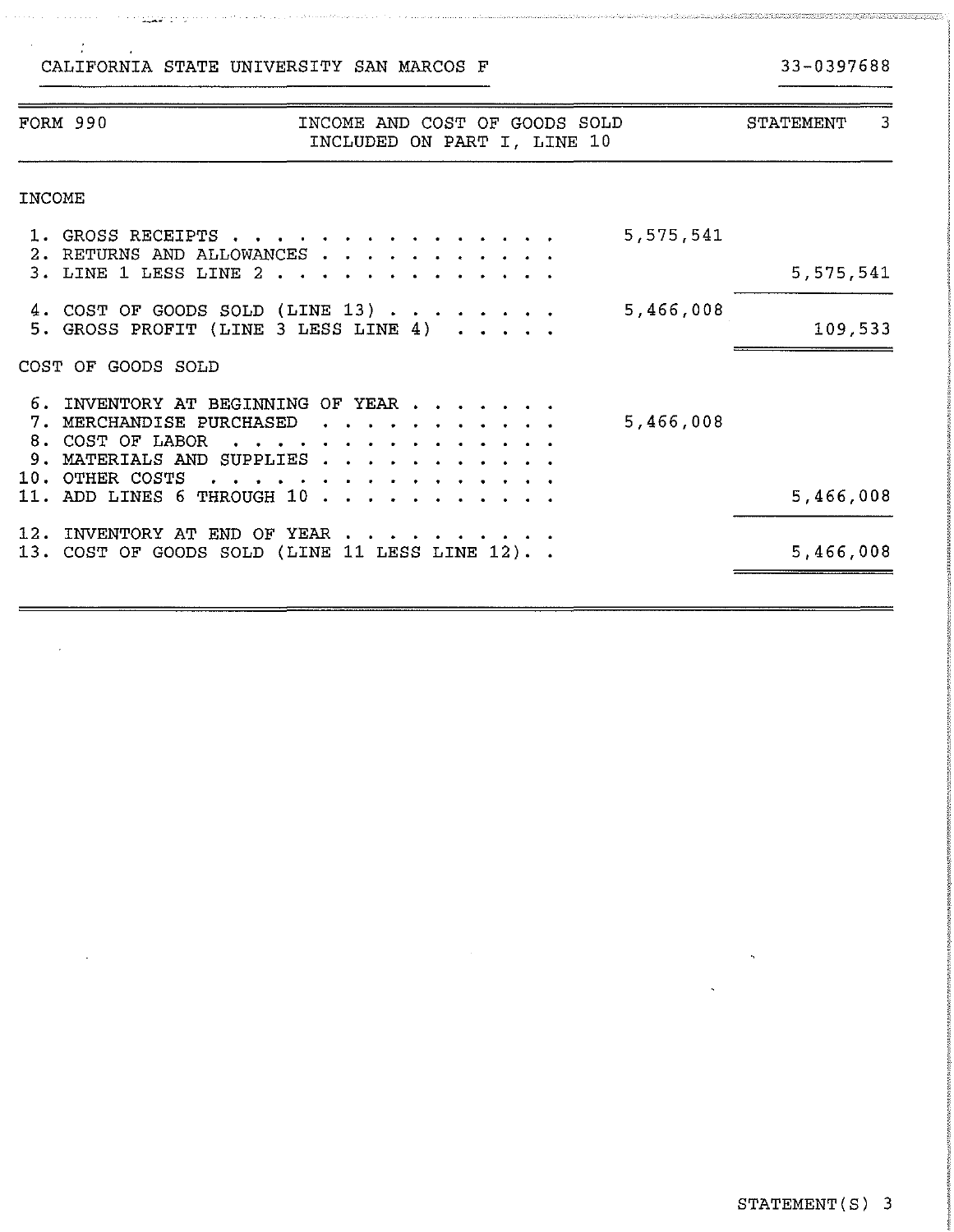CALIFORNIA STATE UNIVERSITY SAN MARCOS F — 33-0397688

| FORM 990 | INCOME AND COST OF GOODS SOLD INCLUDED ON PART I, LINE 10 | STATEMENT 3 |
|---|---|---|

**INCOME**

| | | |
|---|---|---|
| 1. GROSS RECEIPTS | 5,575,541 | |
| 2. RETURNS AND ALLOWANCES | | |
| 3. LINE 1 LESS LINE 2 | | 5,575,541 |
| 4. COST OF GOODS SOLD (LINE 13) | 5,466,008 | |
| 5. GROSS PROFIT (LINE 3 LESS LINE 4) | | 109,533 |

**COST OF GOODS SOLD**

| | | |
|---|---|---|
| 6. INVENTORY AT BEGINNING OF YEAR | | |
| 7. MERCHANDISE PURCHASED | 5,466,008 | |
| 8. COST OF LABOR | | |
| 9. MATERIALS AND SUPPLIES | | |
| 10. OTHER COSTS | | |
| 11. ADD LINES 6 THROUGH 10 | | 5,466,008 |
| 12. INVENTORY AT END OF YEAR | | |
| 13. COST OF GOODS SOLD (LINE 11 LESS LINE 12) | | 5,466,008 |

STATEMENT(S) 3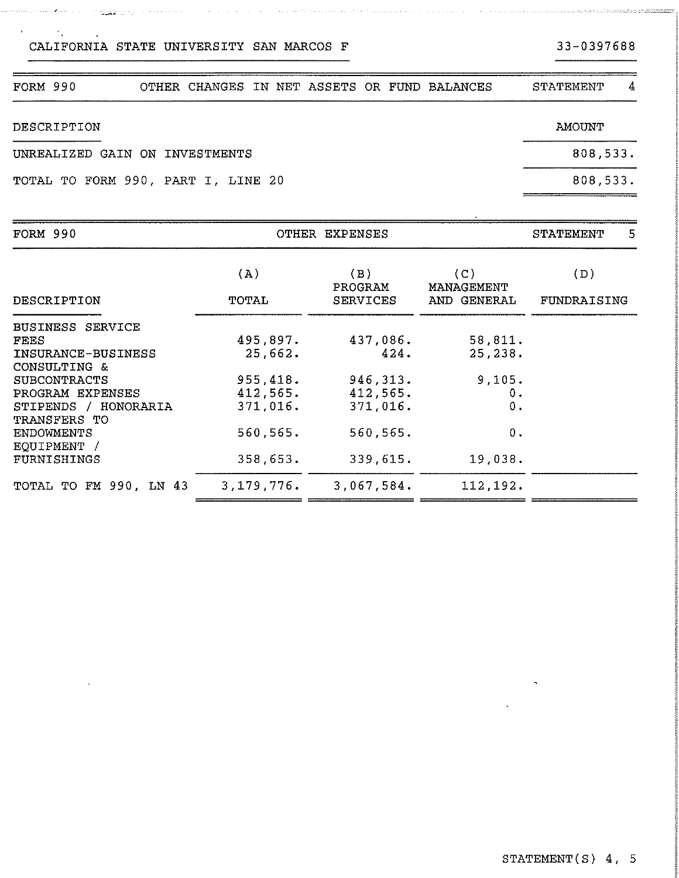CALIFORNIA STATE UNIVERSITY SAN MARCOS F — 33-0397688

## FORM 990 — OTHER CHANGES IN NET ASSETS OR FUND BALANCES — STATEMENT 4

| DESCRIPTION | AMOUNT |
|---|---|
| UNREALIZED GAIN ON INVESTMENTS | 808,533. |
| TOTAL TO FORM 990, PART I, LINE 20 | 808,533. |

## FORM 990 — OTHER EXPENSES — STATEMENT 5

| DESCRIPTION | (A) TOTAL | (B) PROGRAM SERVICES | (C) MANAGEMENT AND GENERAL | (D) FUNDRAISING |
|---|---|---|---|---|
| BUSINESS SERVICE FEES | 495,897. | 437,086. | 58,811. | |
| INSURANCE-BUSINESS | 25,662. | 424. | 25,238. | |
| CONSULTING & SUBCONTRACTS | 955,418. | 946,313. | 9,105. | |
| PROGRAM EXPENSES | 412,565. | 412,565. | 0. | |
| STIPENDS / HONORARIA | 371,016. | 371,016. | 0. | |
| TRANSFERS TO ENDOWMENTS | 560,565. | 560,565. | 0. | |
| EQUIPMENT / FURNISHINGS | 358,653. | 339,615. | 19,038. | |
| TOTAL TO FM 990, LN 43 | 3,179,776. | 3,067,584. | 112,192. | |

STATEMENT(S) 4, 5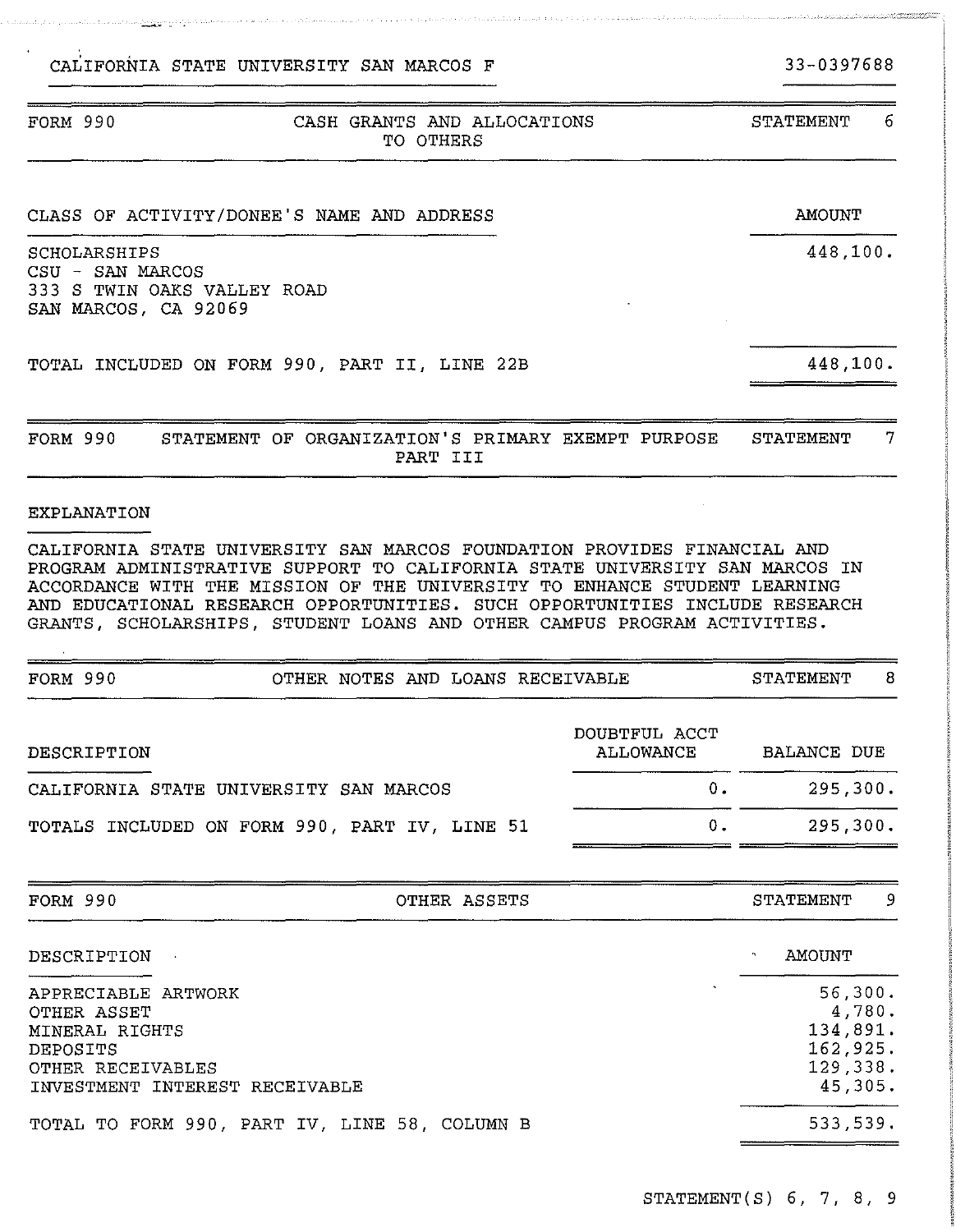CALIFORNIA STATE UNIVERSITY SAN MARCOS F 33-0397688

## FORM 990 — CASH GRANTS AND ALLOCATIONS TO OTHERS — STATEMENT 6

| CLASS OF ACTIVITY/DONEE'S NAME AND ADDRESS | AMOUNT |
|---|---|
| SCHOLARSHIPS<br>CSU - SAN MARCOS<br>333 S TWIN OAKS VALLEY ROAD<br>SAN MARCOS, CA 92069 | 448,100. |
| TOTAL INCLUDED ON FORM 990, PART II, LINE 22B | 448,100. |

## FORM 990 — STATEMENT OF ORGANIZATION'S PRIMARY EXEMPT PURPOSE PART III — STATEMENT 7

EXPLANATION

CALIFORNIA STATE UNIVERSITY SAN MARCOS FOUNDATION PROVIDES FINANCIAL AND PROGRAM ADMINISTRATIVE SUPPORT TO CALIFORNIA STATE UNIVERSITY SAN MARCOS IN ACCORDANCE WITH THE MISSION OF THE UNIVERSITY TO ENHANCE STUDENT LEARNING AND EDUCATIONAL RESEARCH OPPORTUNITIES. SUCH OPPORTUNITIES INCLUDE RESEARCH GRANTS, SCHOLARSHIPS, STUDENT LOANS AND OTHER CAMPUS PROGRAM ACTIVITIES.

## FORM 990 — OTHER NOTES AND LOANS RECEIVABLE — STATEMENT 8

| DESCRIPTION | DOUBTFUL ACCT ALLOWANCE | BALANCE DUE |
|---|---|---|
| CALIFORNIA STATE UNIVERSITY SAN MARCOS | 0. | 295,300. |
| TOTALS INCLUDED ON FORM 990, PART IV, LINE 51 | 0. | 295,300. |

## FORM 990 — OTHER ASSETS — STATEMENT 9

| DESCRIPTION | AMOUNT |
|---|---|
| APPRECIABLE ARTWORK | 56,300. |
| OTHER ASSET | 4,780. |
| MINERAL RIGHTS | 134,891. |
| DEPOSITS | 162,925. |
| OTHER RECEIVABLES | 129,338. |
| INVESTMENT INTEREST RECEIVABLE | 45,305. |
| TOTAL TO FORM 990, PART IV, LINE 58, COLUMN B | 533,539. |

STATEMENT(S) 6, 7, 8, 9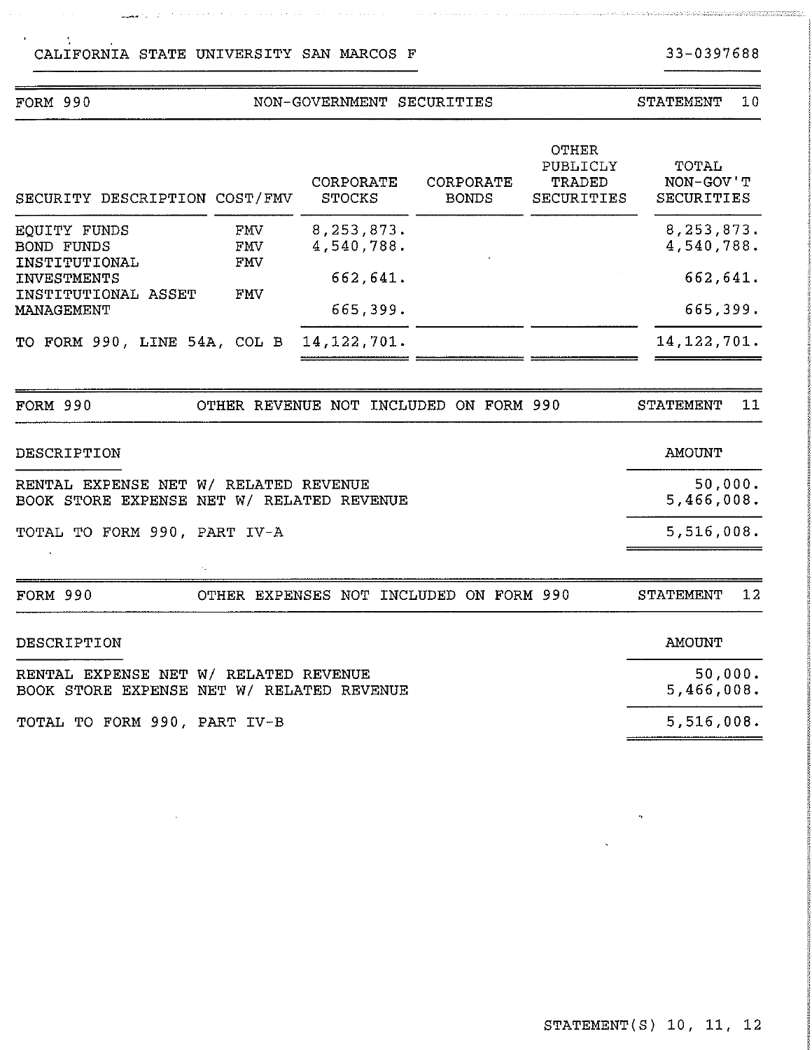CALIFORNIA STATE UNIVERSITY SAN MARCOS F

33-0397688

| FORM 990 | NON-GOVERNMENT SECURITIES | STATEMENT 10 |
|---|---|---|

| SECURITY DESCRIPTION | COST/FMV | CORPORATE STOCKS | CORPORATE BONDS | OTHER PUBLICLY TRADED SECURITIES | TOTAL NON-GOV'T SECURITIES |
|---|---|---|---|---|---|
| EQUITY FUNDS | FMV | 8,253,873. | | | 8,253,873. |
| BOND FUNDS | FMV | 4,540,788. | | | 4,540,788. |
| INSTITUTIONAL INVESTMENTS | FMV | 662,641. | | | 662,641. |
| INSTITUTIONAL ASSET MANAGEMENT | FMV | 665,399. | | | 665,399. |
| TO FORM 990, LINE 54A, COL B | | 14,122,701. | | | 14,122,701. |

| FORM 990 | OTHER REVENUE NOT INCLUDED ON FORM 990 | STATEMENT 11 |
|---|---|---|

| DESCRIPTION | AMOUNT |
|---|---|
| RENTAL EXPENSE NET W/ RELATED REVENUE | 50,000. |
| BOOK STORE EXPENSE NET W/ RELATED REVENUE | 5,466,008. |
| TOTAL TO FORM 990, PART IV-A | 5,516,008. |

| FORM 990 | OTHER EXPENSES NOT INCLUDED ON FORM 990 | STATEMENT 12 |
|---|---|---|

| DESCRIPTION | AMOUNT |
|---|---|
| RENTAL EXPENSE NET W/ RELATED REVENUE | 50,000. |
| BOOK STORE EXPENSE NET W/ RELATED REVENUE | 5,466,008. |
| TOTAL TO FORM 990, PART IV-B | 5,516,008. |

STATEMENT(S) 10, 11, 12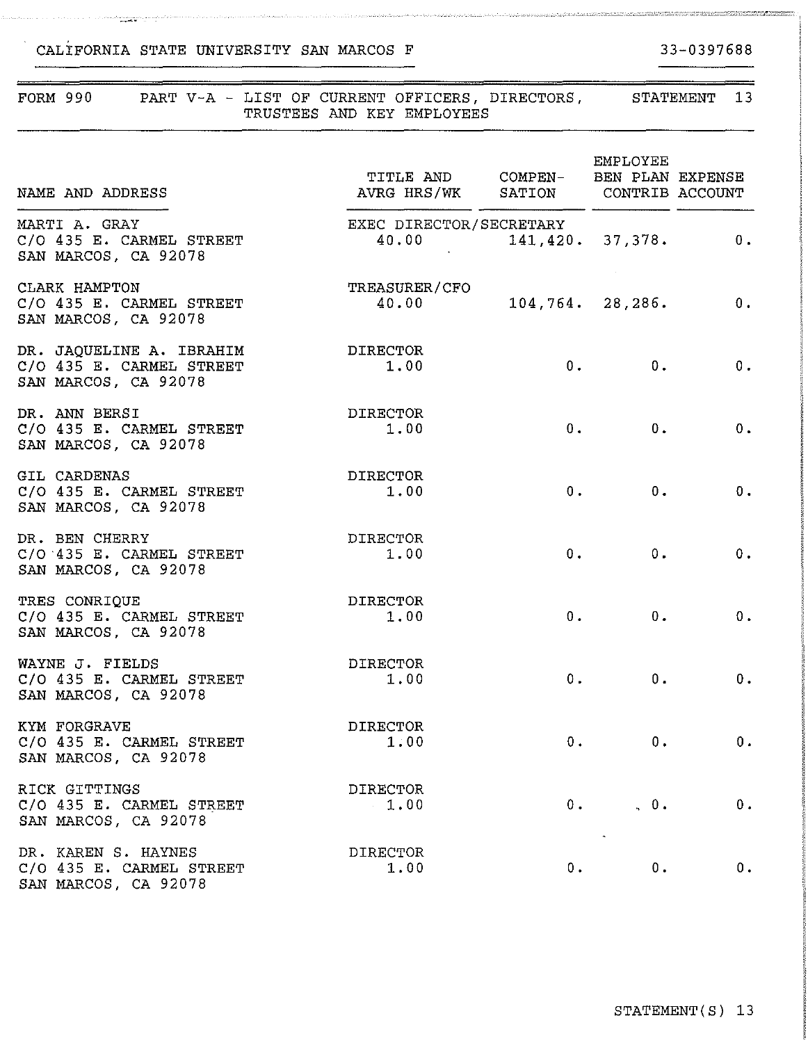CALIFORNIA STATE UNIVERSITY SAN MARCOS F　　　　33-0397688

FORM 990　　PART V-A - LIST OF CURRENT OFFICERS, DIRECTORS, TRUSTEES AND KEY EMPLOYEES　　　　STATEMENT 13

| NAME AND ADDRESS | TITLE AND AVRG HRS/WK | COMPEN-SATION | EMPLOYEE BEN PLAN CONTRIB | EXPENSE ACCOUNT |
|---|---|---|---|---|
| MARTI A. GRAY<br>C/O 435 E. CARMEL STREET<br>SAN MARCOS, CA 92078 | EXEC DIRECTOR/SECRETARY<br>40.00 | 141,420. | 37,378. | 0. |
| CLARK HAMPTON<br>C/O 435 E. CARMEL STREET<br>SAN MARCOS, CA 92078 | TREASURER/CFO<br>40.00 | 104,764. | 28,286. | 0. |
| DR. JAQUELINE A. IBRAHIM<br>C/O 435 E. CARMEL STREET<br>SAN MARCOS, CA 92078 | DIRECTOR<br>1.00 | 0. | 0. | 0. |
| DR. ANN BERSI<br>C/O 435 E. CARMEL STREET<br>SAN MARCOS, CA 92078 | DIRECTOR<br>1.00 | 0. | 0. | 0. |
| GIL CARDENAS<br>C/O 435 E. CARMEL STREET<br>SAN MARCOS, CA 92078 | DIRECTOR<br>1.00 | 0. | 0. | 0. |
| DR. BEN CHERRY<br>C/O 435 E. CARMEL STREET<br>SAN MARCOS, CA 92078 | DIRECTOR<br>1.00 | 0. | 0. | 0. |
| TRES CONRIQUE<br>C/O 435 E. CARMEL STREET<br>SAN MARCOS, CA 92078 | DIRECTOR<br>1.00 | 0. | 0. | 0. |
| WAYNE J. FIELDS<br>C/O 435 E. CARMEL STREET<br>SAN MARCOS, CA 92078 | DIRECTOR<br>1.00 | 0. | 0. | 0. |
| KYM FORGRAVE<br>C/O 435 E. CARMEL STREET<br>SAN MARCOS, CA 92078 | DIRECTOR<br>1.00 | 0. | 0. | 0. |
| RICK GITTINGS<br>C/O 435 E. CARMEL STREET<br>SAN MARCOS, CA 92078 | DIRECTOR<br>1.00 | 0. | 0. | 0. |
| DR. KAREN S. HAYNES<br>C/O 435 E. CARMEL STREET<br>SAN MARCOS, CA 92078 | DIRECTOR<br>1.00 | 0. | 0. | 0. |

STATEMENT(S) 13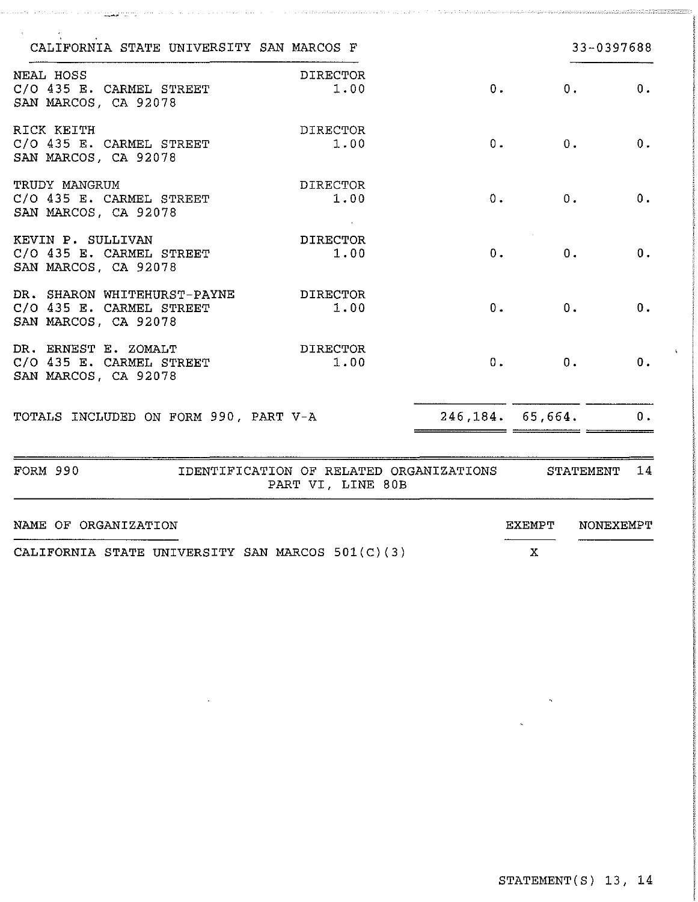CALIFORNIA STATE UNIVERSITY SAN MARCOS F 33-0397688

| | | | | |
|---|---|---|---|---|
| NEAL HOSS<br>C/O 435 E. CARMEL STREET<br>SAN MARCOS, CA 92078 | DIRECTOR<br>1.00 | 0. | 0. | 0. |
| RICK KEITH<br>C/O 435 E. CARMEL STREET<br>SAN MARCOS, CA 92078 | DIRECTOR<br>1.00 | 0. | 0. | 0. |
| TRUDY MANGRUM<br>C/O 435 E. CARMEL STREET<br>SAN MARCOS, CA 92078 | DIRECTOR<br>1.00 | 0. | 0. | 0. |
| KEVIN P. SULLIVAN<br>C/O 435 E. CARMEL STREET<br>SAN MARCOS, CA 92078 | DIRECTOR<br>1.00 | 0. | 0. | 0. |
| DR. SHARON WHITEHURST-PAYNE<br>C/O 435 E. CARMEL STREET<br>SAN MARCOS, CA 92078 | DIRECTOR<br>1.00 | 0. | 0. | 0. |
| DR. ERNEST E. ZOMALT<br>C/O 435 E. CARMEL STREET<br>SAN MARCOS, CA 92078 | DIRECTOR<br>1.00 | 0. | 0. | 0. |
| TOTALS INCLUDED ON FORM 990, PART V-A | | 246,184. | 65,664. | 0. |

FORM 990 IDENTIFICATION OF RELATED ORGANIZATIONS PART VI, LINE 80B STATEMENT 14

| NAME OF ORGANIZATION | EXEMPT | NONEXEMPT |
|---|---|---|
| CALIFORNIA STATE UNIVERSITY SAN MARCOS 501(C)(3) | X | |

STATEMENT(S) 13, 14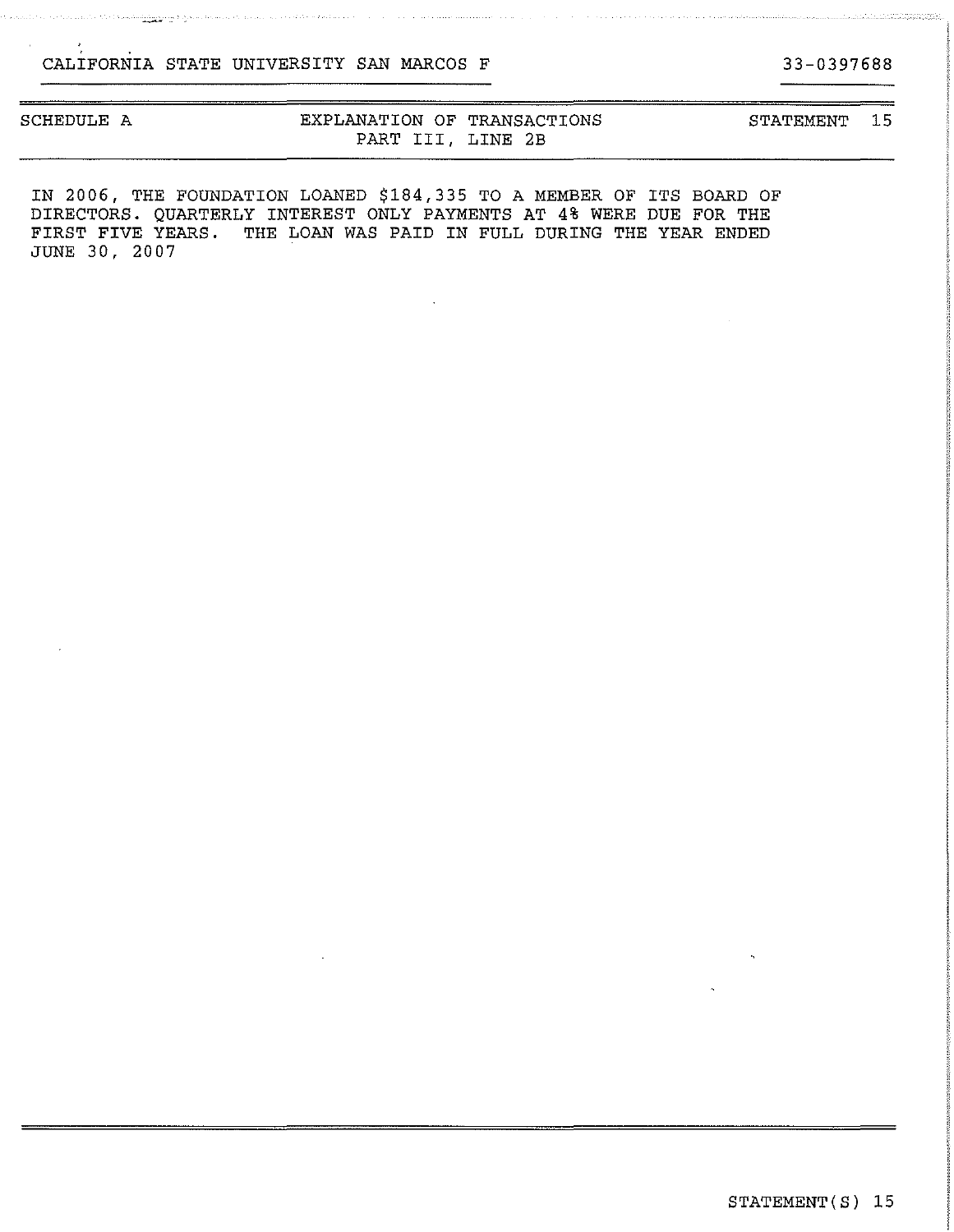CALIFORNIA STATE UNIVERSITY SAN MARCOS F 33-0397688

| SCHEDULE A | EXPLANATION OF TRANSACTIONS PART III, LINE 2B | STATEMENT 15 |
| --- | --- | --- |

IN 2006, THE FOUNDATION LOANED $184,335 TO A MEMBER OF ITS BOARD OF DIRECTORS. QUARTERLY INTEREST ONLY PAYMENTS AT 4% WERE DUE FOR THE FIRST FIVE YEARS. THE LOAN WAS PAID IN FULL DURING THE YEAR ENDED JUNE 30, 2007

STATEMENT(S) 15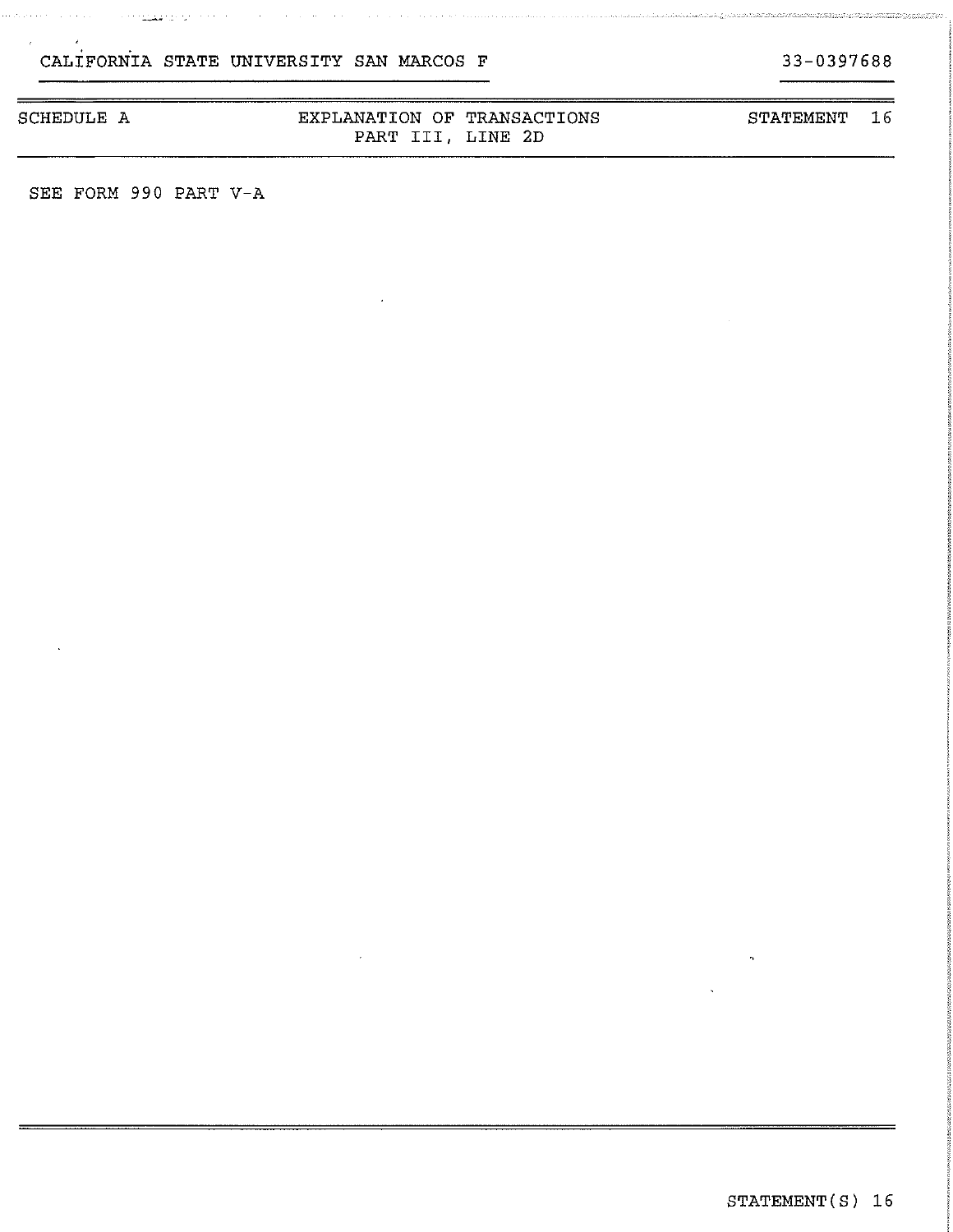CALIFORNIA STATE UNIVERSITY SAN MARCOS F 33-0397688

| SCHEDULE A | EXPLANATION OF TRANSACTIONS PART III, LINE 2D | STATEMENT 16 |
|---|---|---|

SEE FORM 990 PART V-A

STATEMENT(S) 16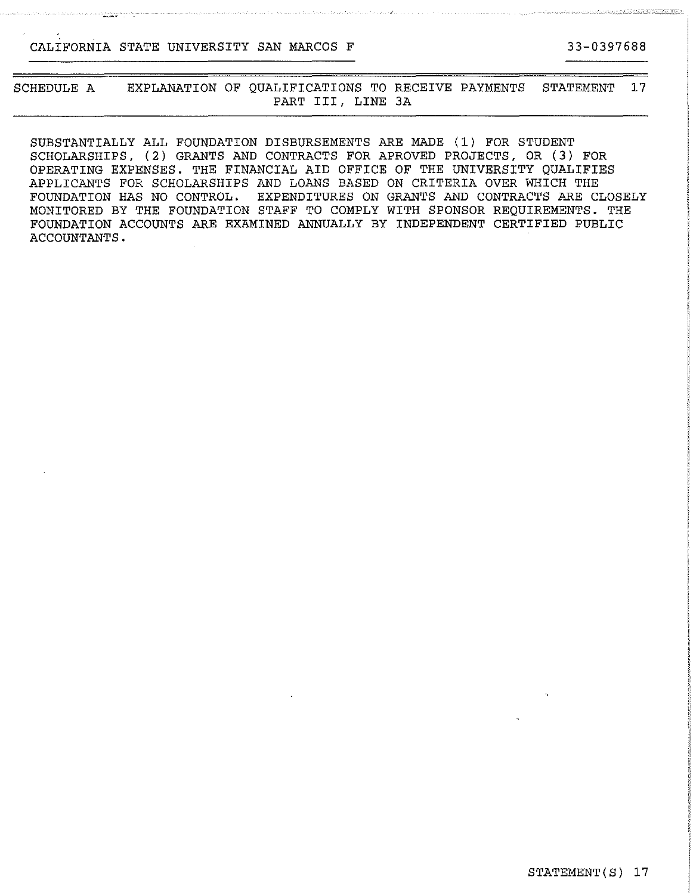CALIFORNIA STATE UNIVERSITY SAN MARCOS F 33-0397688

SCHEDULE A EXPLANATION OF QUALIFICATIONS TO RECEIVE PAYMENTS STATEMENT 17
PART III, LINE 3A

SUBSTANTIALLY ALL FOUNDATION DISBURSEMENTS ARE MADE (1) FOR STUDENT SCHOLARSHIPS, (2) GRANTS AND CONTRACTS FOR APROVED PROJECTS, OR (3) FOR OPERATING EXPENSES. THE FINANCIAL AID OFFICE OF THE UNIVERSITY QUALIFIES APPLICANTS FOR SCHOLARSHIPS AND LOANS BASED ON CRITERIA OVER WHICH THE FOUNDATION HAS NO CONTROL. EXPENDITURES ON GRANTS AND CONTRACTS ARE CLOSELY MONITORED BY THE FOUNDATION STAFF TO COMPLY WITH SPONSOR REQUIREMENTS. THE FOUNDATION ACCOUNTS ARE EXAMINED ANNUALLY BY INDEPENDENT CERTIFIED PUBLIC ACCOUNTANTS.

STATEMENT(S) 17